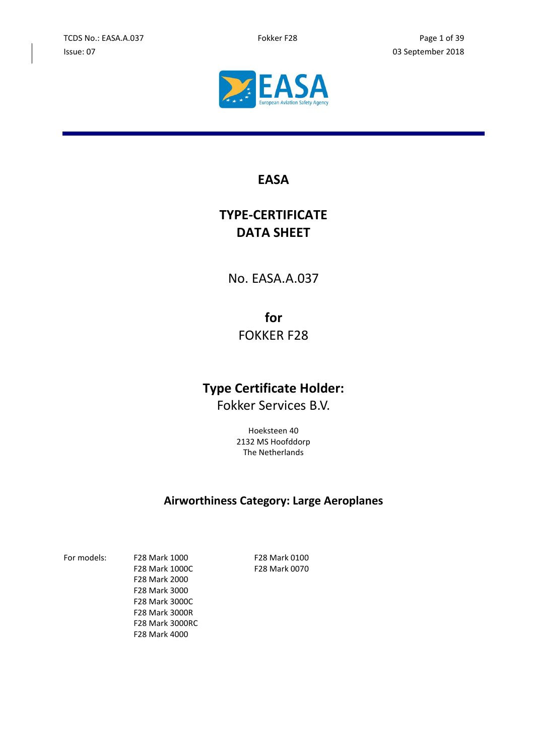# EASA

# TYPE-CERTIFICATE DATA SHEET

No. EASA.A.037

**for**

FOKKER F28

## Type Certificate Holder:

Fokker Services B.V.

Hoeksteen 40
2132 MS Hoofddorp
The Netherlands

## Airworthiness Category: Large Aeroplanes

For models:

- F28 Mark 1000
- F28 Mark 1000C
- F28 Mark 2000
- F28 Mark 3000
- F28 Mark 3000C
- F28 Mark 3000R
- F28 Mark 3000RC
- F28 Mark 4000
- F28 Mark 0100
- F28 Mark 0070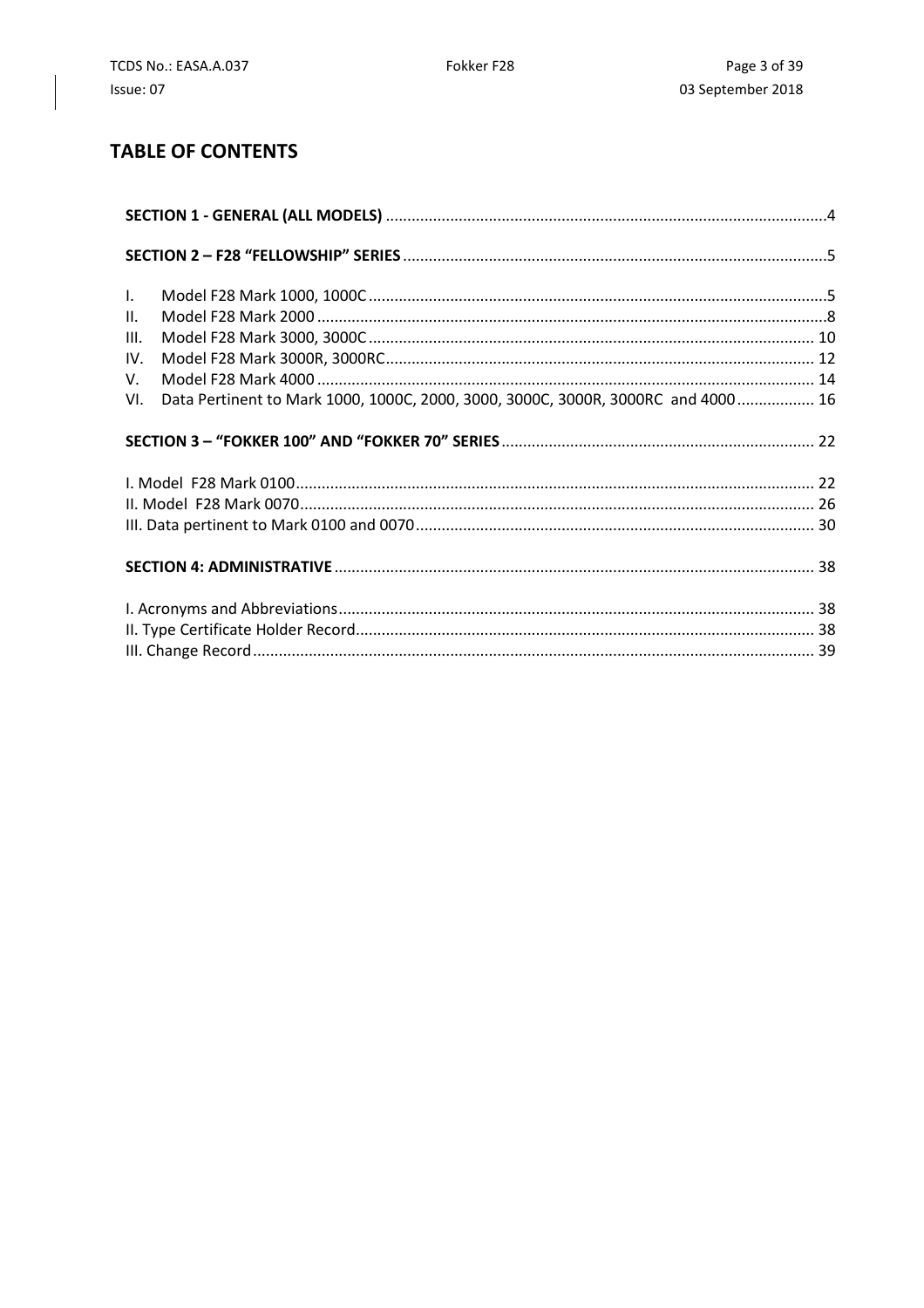## TABLE OF CONTENTS

**SECTION 1 - GENERAL (ALL MODELS)** ....................................................................................................4

**SECTION 2 – F28 "FELLOWSHIP" SERIES** ................................................................................................5

I. Model F28 Mark 1000, 1000C ........................................................................................................5
II. Model F28 Mark 2000 ....................................................................................................................8
III. Model F28 Mark 3000, 3000C ...................................................................................................... 10
IV. Model F28 Mark 3000R, 3000RC.................................................................................................. 12
V. Model F28 Mark 4000 .................................................................................................................. 14
VI. Data Pertinent to Mark 1000, 1000C, 2000, 3000, 3000C, 3000R, 3000RC and 4000 ................. 16

**SECTION 3 – "FOKKER 100" AND "FOKKER 70" SERIES** ........................................................................ 22

I. Model F28 Mark 0100........................................................................................................................ 22
II. Model F28 Mark 0070....................................................................................................................... 26
III. Data pertinent to Mark 0100 and 0070 ............................................................................................ 30

**SECTION 4: ADMINISTRATIVE** .............................................................................................................. 38

I. Acronyms and Abbreviations............................................................................................................. 38
II. Type Certificate Holder Record.......................................................................................................... 38
III. Change Record ................................................................................................................................. 39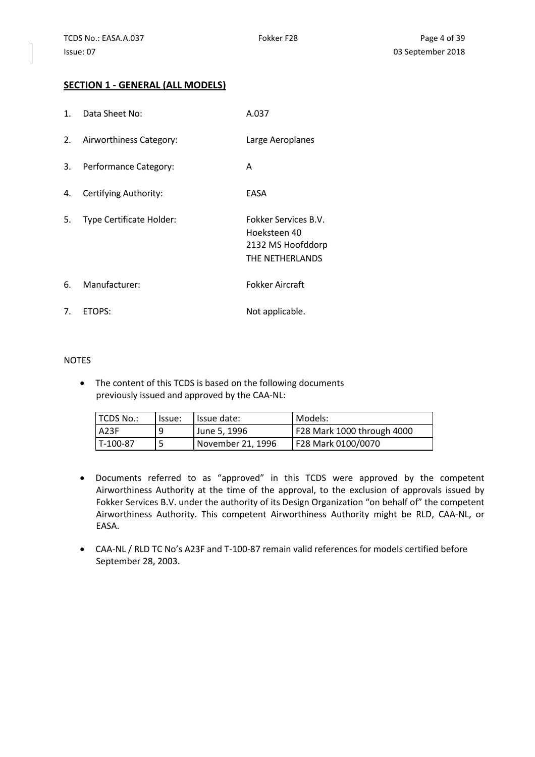## SECTION 1 - GENERAL (ALL MODELS)

1. Data Sheet No: A.037

2. Airworthiness Category: Large Aeroplanes

3. Performance Category: A

4. Certifying Authority: EASA

5. Type Certificate Holder: Fokker Services B.V.
   Hoeksteen 40
   2132 MS Hoofddorp
   THE NETHERLANDS

6. Manufacturer: Fokker Aircraft

7. ETOPS: Not applicable.

NOTES

- The content of this TCDS is based on the following documents previously issued and approved by the CAA-NL:

| TCDS No.: | Issue: | Issue date: | Models: |
|---|---|---|---|
| A23F | 9 | June 5, 1996 | F28 Mark 1000 through 4000 |
| T-100-87 | 5 | November 21, 1996 | F28 Mark 0100/0070 |

- Documents referred to as "approved" in this TCDS were approved by the competent Airworthiness Authority at the time of the approval, to the exclusion of approvals issued by Fokker Services B.V. under the authority of its Design Organization "on behalf of" the competent Airworthiness Authority. This competent Airworthiness Authority might be RLD, CAA-NL, or EASA.

- CAA-NL / RLD TC No's A23F and T-100-87 remain valid references for models certified before September 28, 2003.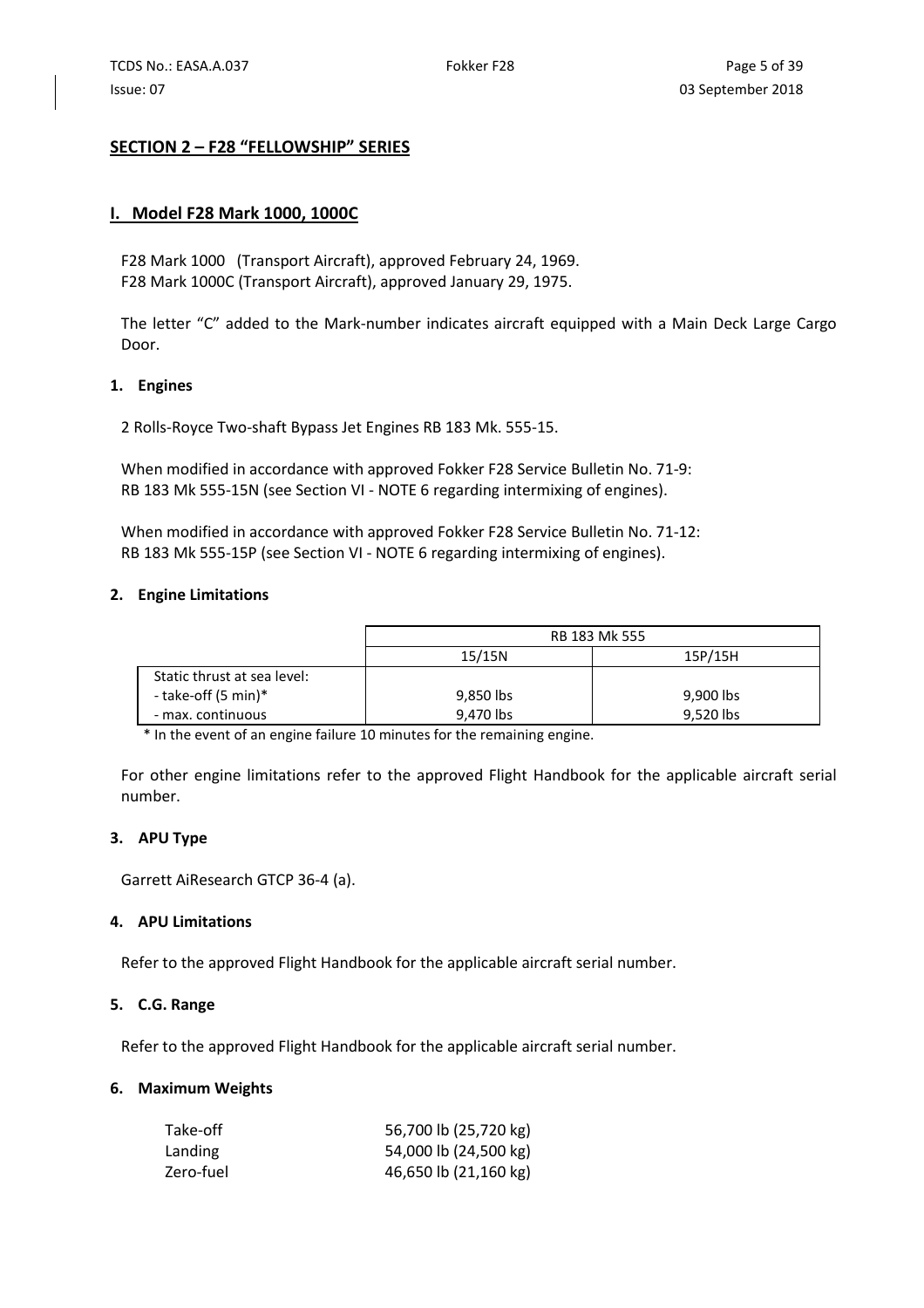## SECTION 2 – F28 "FELLOWSHIP" SERIES

### I. Model F28 Mark 1000, 1000C

F28 Mark 1000 (Transport Aircraft), approved February 24, 1969.
F28 Mark 1000C (Transport Aircraft), approved January 29, 1975.

The letter "C" added to the Mark-number indicates aircraft equipped with a Main Deck Large Cargo Door.

#### 1. Engines

2 Rolls-Royce Two-shaft Bypass Jet Engines RB 183 Mk. 555-15.

When modified in accordance with approved Fokker F28 Service Bulletin No. 71-9:
RB 183 Mk 555-15N (see Section VI - NOTE 6 regarding intermixing of engines).

When modified in accordance with approved Fokker F28 Service Bulletin No. 71-12:
RB 183 Mk 555-15P (see Section VI - NOTE 6 regarding intermixing of engines).

#### 2. Engine Limitations

| | RB 183 Mk 555 | |
|---|---|---|
| | 15/15N | 15P/15H |
| Static thrust at sea level: | | |
| - take-off (5 min)* | 9,850 lbs | 9,900 lbs |
| - max. continuous | 9,470 lbs | 9,520 lbs |

\* In the event of an engine failure 10 minutes for the remaining engine.

For other engine limitations refer to the approved Flight Handbook for the applicable aircraft serial number.

#### 3. APU Type

Garrett AiResearch GTCP 36-4 (a).

#### 4. APU Limitations

Refer to the approved Flight Handbook for the applicable aircraft serial number.

#### 5. C.G. Range

Refer to the approved Flight Handbook for the applicable aircraft serial number.

#### 6. Maximum Weights

| | |
|---|---|
| Take-off | 56,700 lb (25,720 kg) |
| Landing | 54,000 lb (24,500 kg) |
| Zero-fuel | 46,650 lb (21,160 kg) |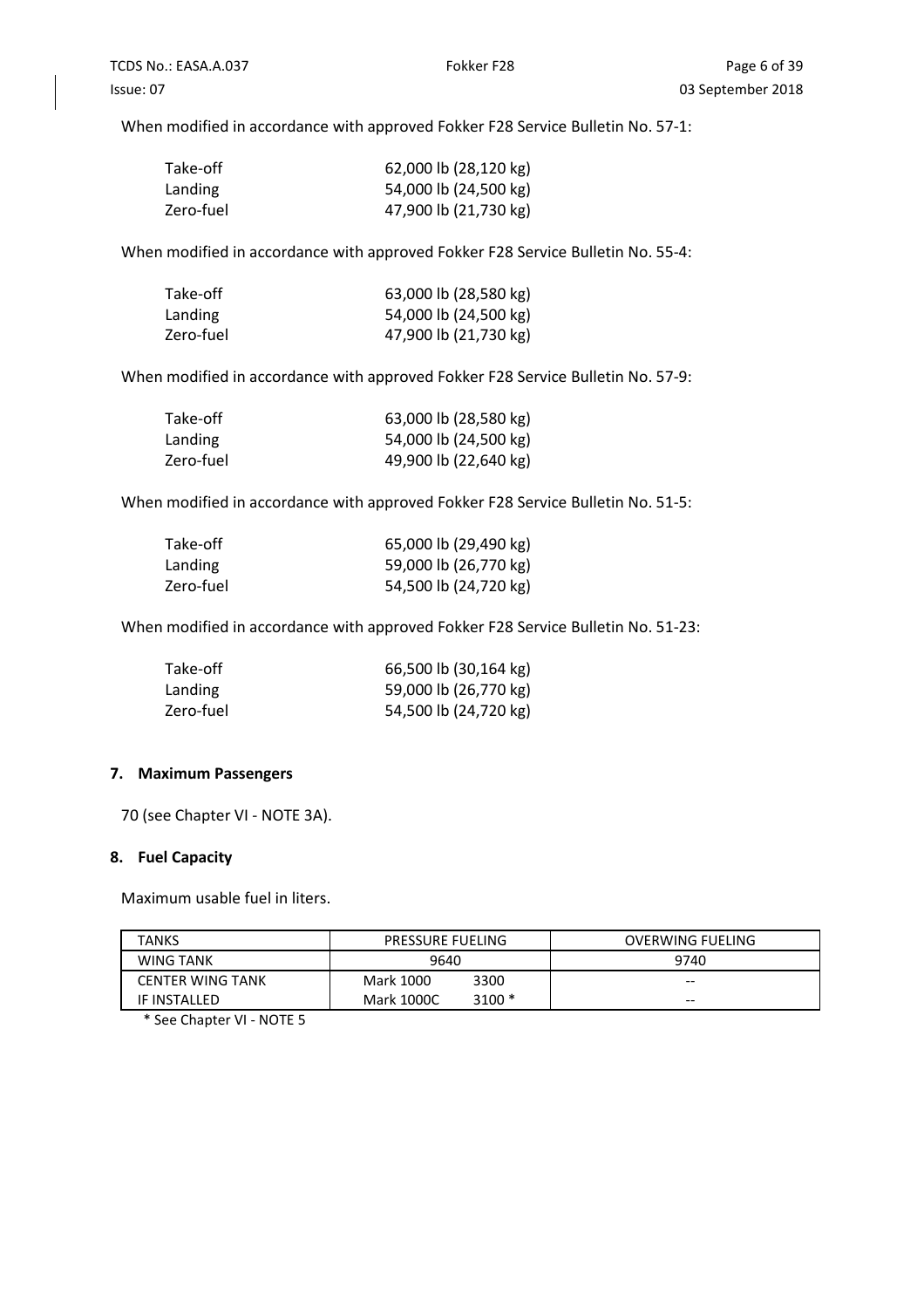When modified in accordance with approved Fokker F28 Service Bulletin No. 57-1:

| | |
|---|---|
| Take-off | 62,000 lb (28,120 kg) |
| Landing | 54,000 lb (24,500 kg) |
| Zero-fuel | 47,900 lb (21,730 kg) |

When modified in accordance with approved Fokker F28 Service Bulletin No. 55-4:

| | |
|---|---|
| Take-off | 63,000 lb (28,580 kg) |
| Landing | 54,000 lb (24,500 kg) |
| Zero-fuel | 47,900 lb (21,730 kg) |

When modified in accordance with approved Fokker F28 Service Bulletin No. 57-9:

| | |
|---|---|
| Take-off | 63,000 lb (28,580 kg) |
| Landing | 54,000 lb (24,500 kg) |
| Zero-fuel | 49,900 lb (22,640 kg) |

When modified in accordance with approved Fokker F28 Service Bulletin No. 51-5:

| | |
|---|---|
| Take-off | 65,000 lb (29,490 kg) |
| Landing | 59,000 lb (26,770 kg) |
| Zero-fuel | 54,500 lb (24,720 kg) |

When modified in accordance with approved Fokker F28 Service Bulletin No. 51-23:

| | |
|---|---|
| Take-off | 66,500 lb (30,164 kg) |
| Landing | 59,000 lb (26,770 kg) |
| Zero-fuel | 54,500 lb (24,720 kg) |

## 7. Maximum Passengers

70 (see Chapter VI - NOTE 3A).

## 8. Fuel Capacity

Maximum usable fuel in liters.

| TANKS | PRESSURE FUELING | | OVERWING FUELING |
|---|---|---|---|
| WING TANK | 9640 | | 9740 |
| CENTER WING TANK | Mark 1000 | 3300 | -- |
| IF INSTALLED | Mark 1000C | 3100 * | -- |

\* See Chapter VI - NOTE 5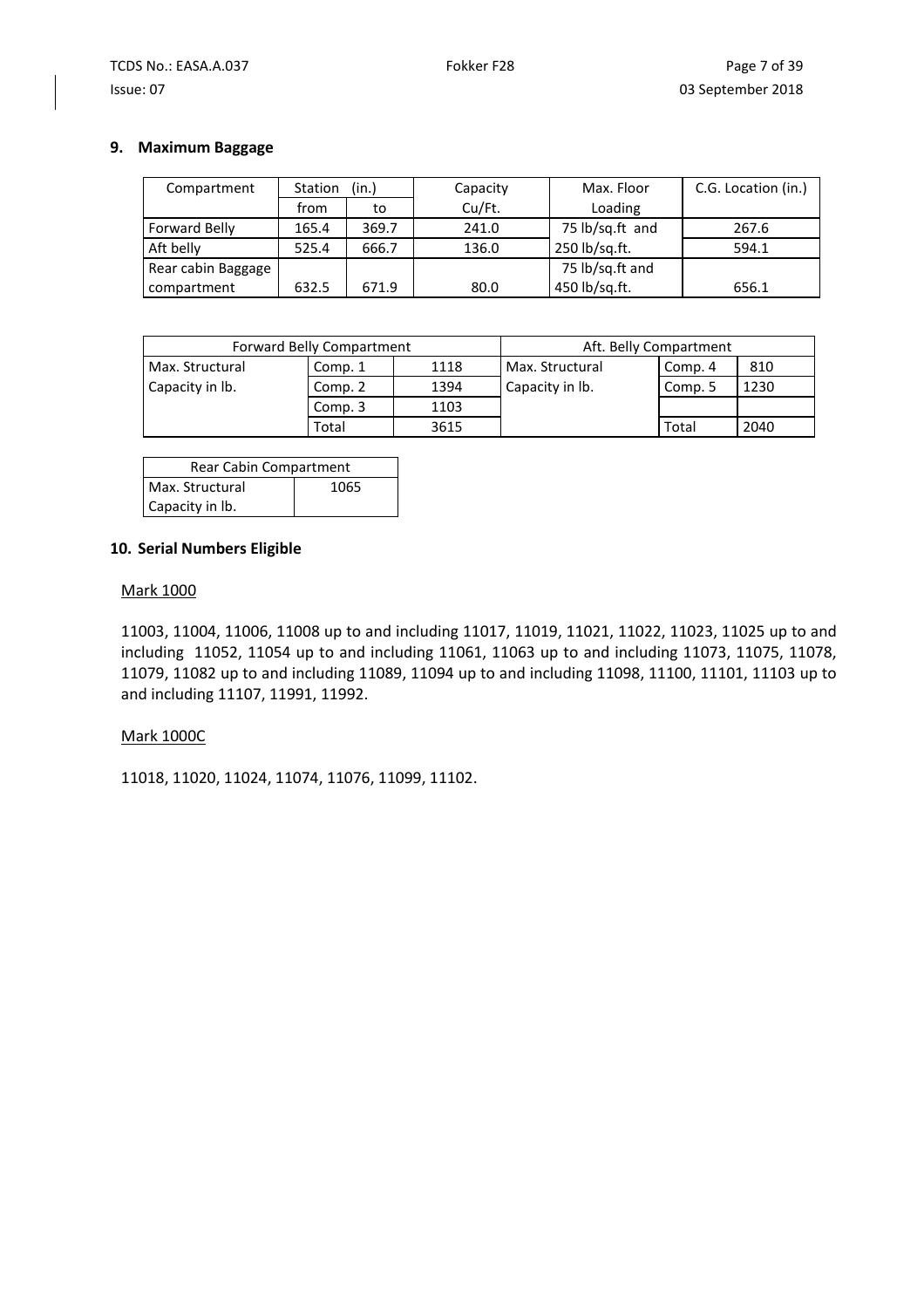## 9. Maximum Baggage

| Compartment | Station (in.) | | Capacity | Max. Floor | C.G. Location (in.) |
|---|---|---|---|---|---|
| | from | to | Cu/Ft. | Loading | |
| Forward Belly | 165.4 | 369.7 | 241.0 | 75 lb/sq.ft and 250 lb/sq.ft. | 267.6 |
| Aft belly | 525.4 | 666.7 | 136.0 | | 594.1 |
| Rear cabin Baggage compartment | 632.5 | 671.9 | 80.0 | 75 lb/sq.ft and 450 lb/sq.ft. | 656.1 |

| Forward Belly Compartment | | | Aft. Belly Compartment | | |
|---|---|---|---|---|---|
| Max. Structural Capacity in lb. | Comp. 1 | 1118 | Max. Structural Capacity in lb. | Comp. 4 | 810 |
| | Comp. 2 | 1394 | | Comp. 5 | 1230 |
| | Comp. 3 | 1103 | | | |
| | Total | 3615 | | Total | 2040 |

| Rear Cabin Compartment | |
|---|---|
| Max. Structural Capacity in lb. | 1065 |

## 10. Serial Numbers Eligible

Mark 1000

11003, 11004, 11006, 11008 up to and including 11017, 11019, 11021, 11022, 11023, 11025 up to and including 11052, 11054 up to and including 11061, 11063 up to and including 11073, 11075, 11078, 11079, 11082 up to and including 11089, 11094 up to and including 11098, 11100, 11101, 11103 up to and including 11107, 11991, 11992.

Mark 1000C

11018, 11020, 11024, 11074, 11076, 11099, 11102.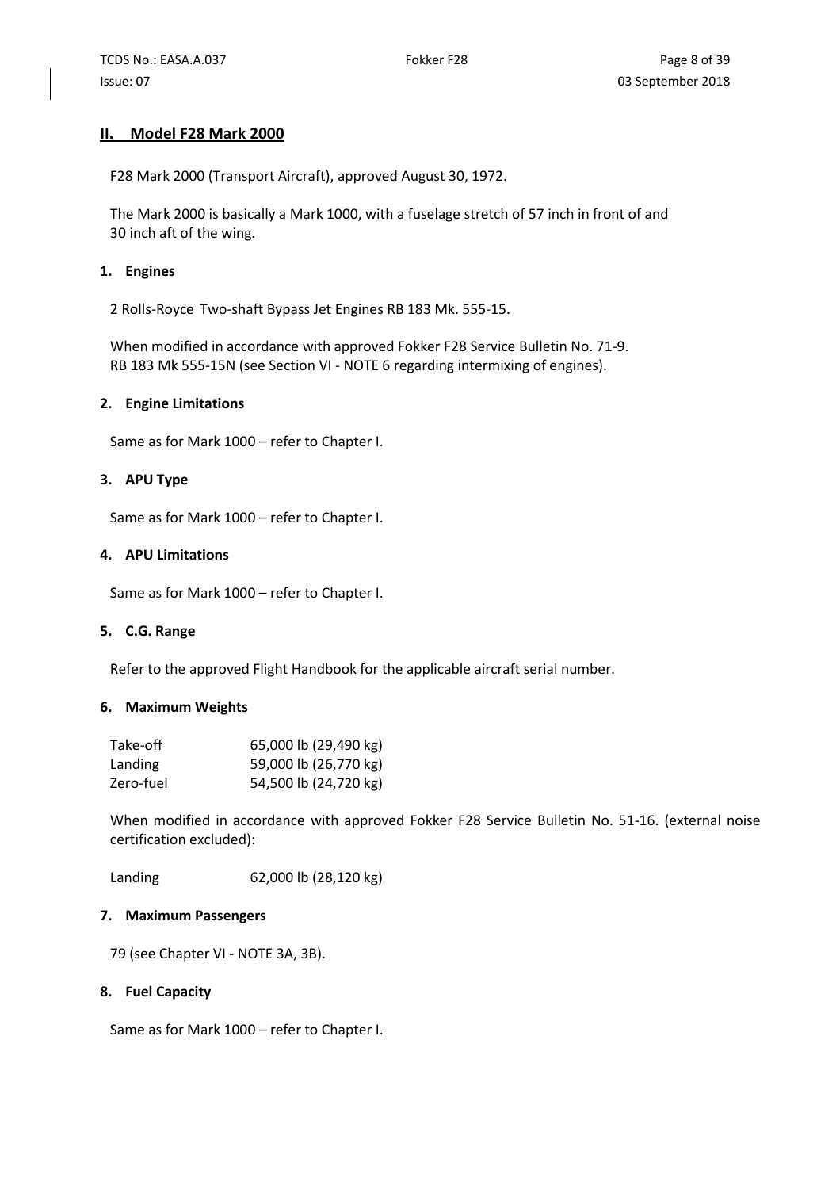## II. Model F28 Mark 2000

F28 Mark 2000 (Transport Aircraft), approved August 30, 1972.

The Mark 2000 is basically a Mark 1000, with a fuselage stretch of 57 inch in front of and 30 inch aft of the wing.

### 1. Engines

2 Rolls-Royce Two-shaft Bypass Jet Engines RB 183 Mk. 555-15.

When modified in accordance with approved Fokker F28 Service Bulletin No. 71-9.
RB 183 Mk 555-15N (see Section VI - NOTE 6 regarding intermixing of engines).

### 2. Engine Limitations

Same as for Mark 1000 – refer to Chapter I.

### 3. APU Type

Same as for Mark 1000 – refer to Chapter I.

### 4. APU Limitations

Same as for Mark 1000 – refer to Chapter I.

### 5. C.G. Range

Refer to the approved Flight Handbook for the applicable aircraft serial number.

### 6. Maximum Weights

| | |
|---|---|
| Take-off | 65,000 lb (29,490 kg) |
| Landing | 59,000 lb (26,770 kg) |
| Zero-fuel | 54,500 lb (24,720 kg) |

When modified in accordance with approved Fokker F28 Service Bulletin No. 51-16. (external noise certification excluded):

| | |
|---|---|
| Landing | 62,000 lb (28,120 kg) |

### 7. Maximum Passengers

79 (see Chapter VI - NOTE 3A, 3B).

### 8. Fuel Capacity

Same as for Mark 1000 – refer to Chapter I.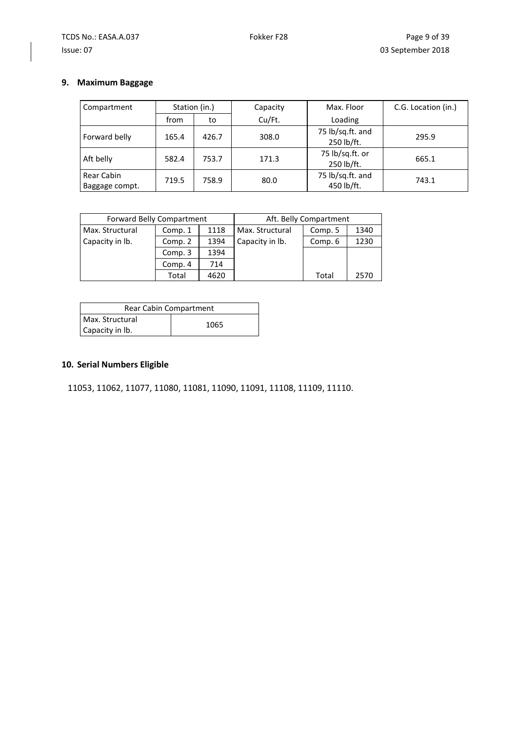## 9. Maximum Baggage

| Compartment | Station (in.) | | Capacity | Max. Floor | C.G. Location (in.) |
|---|---|---|---|---|---|
| | from | to | Cu/Ft. | Loading | |
| Forward belly | 165.4 | 426.7 | 308.0 | 75 lb/sq.ft. and 250 lb/ft. | 295.9 |
| Aft belly | 582.4 | 753.7 | 171.3 | 75 lb/sq.ft. or 250 lb/ft. | 665.1 |
| Rear Cabin Baggage compt. | 719.5 | 758.9 | 80.0 | 75 lb/sq.ft. and 450 lb/ft. | 743.1 |

| Forward Belly Compartment | | | Aft. Belly Compartment | | |
|---|---|---|---|---|---|
| Max. Structural Capacity in lb. | Comp. 1 | 1118 | Max. Structural Capacity in lb. | Comp. 5 | 1340 |
| | Comp. 2 | 1394 | | Comp. 6 | 1230 |
| | Comp. 3 | 1394 | | | |
| | Comp. 4 | 714 | | | |
| | Total | 4620 | | Total | 2570 |

| Rear Cabin Compartment | |
|---|---|
| Max. Structural Capacity in lb. | 1065 |

## 10. Serial Numbers Eligible

11053, 11062, 11077, 11080, 11081, 11090, 11091, 11108, 11109, 11110.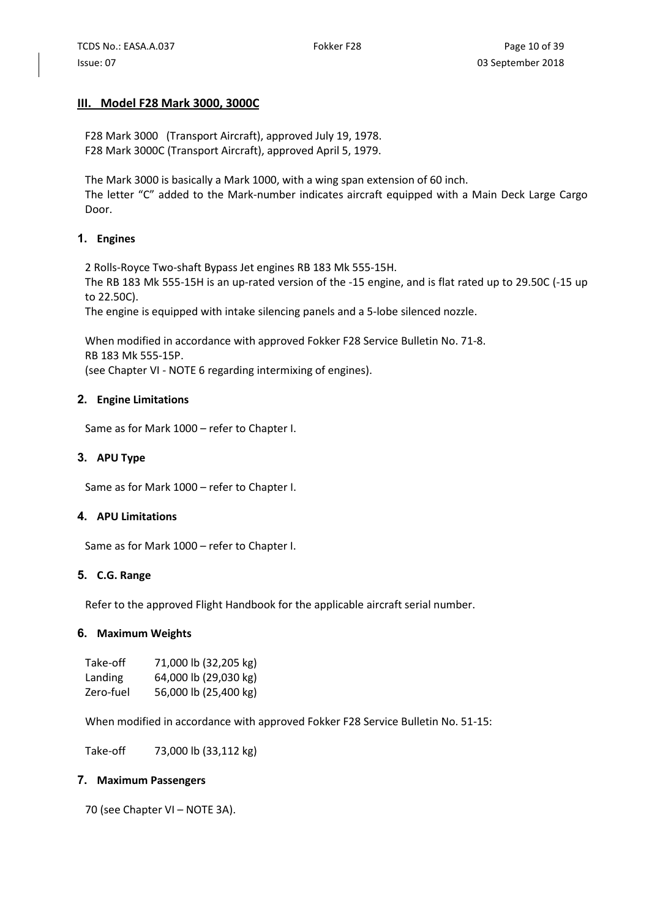## III. Model F28 Mark 3000, 3000C

F28 Mark 3000 (Transport Aircraft), approved July 19, 1978.
F28 Mark 3000C (Transport Aircraft), approved April 5, 1979.

The Mark 3000 is basically a Mark 1000, with a wing span extension of 60 inch.
The letter "C" added to the Mark-number indicates aircraft equipped with a Main Deck Large Cargo Door.

### 1. Engines

2 Rolls-Royce Two-shaft Bypass Jet engines RB 183 Mk 555-15H.
The RB 183 Mk 555-15H is an up-rated version of the -15 engine, and is flat rated up to 29.50C (-15 up to 22.50C).
The engine is equipped with intake silencing panels and a 5-lobe silenced nozzle.

When modified in accordance with approved Fokker F28 Service Bulletin No. 71-8.
RB 183 Mk 555-15P.
(see Chapter VI - NOTE 6 regarding intermixing of engines).

### 2. Engine Limitations

Same as for Mark 1000 – refer to Chapter I.

### 3. APU Type

Same as for Mark 1000 – refer to Chapter I.

### 4. APU Limitations

Same as for Mark 1000 – refer to Chapter I.

### 5. C.G. Range

Refer to the approved Flight Handbook for the applicable aircraft serial number.

### 6. Maximum Weights

| | |
|---|---|
| Take-off | 71,000 lb (32,205 kg) |
| Landing | 64,000 lb (29,030 kg) |
| Zero-fuel | 56,000 lb (25,400 kg) |

When modified in accordance with approved Fokker F28 Service Bulletin No. 51-15:

| | |
|---|---|
| Take-off | 73,000 lb (33,112 kg) |

### 7. Maximum Passengers

70 (see Chapter VI – NOTE 3A).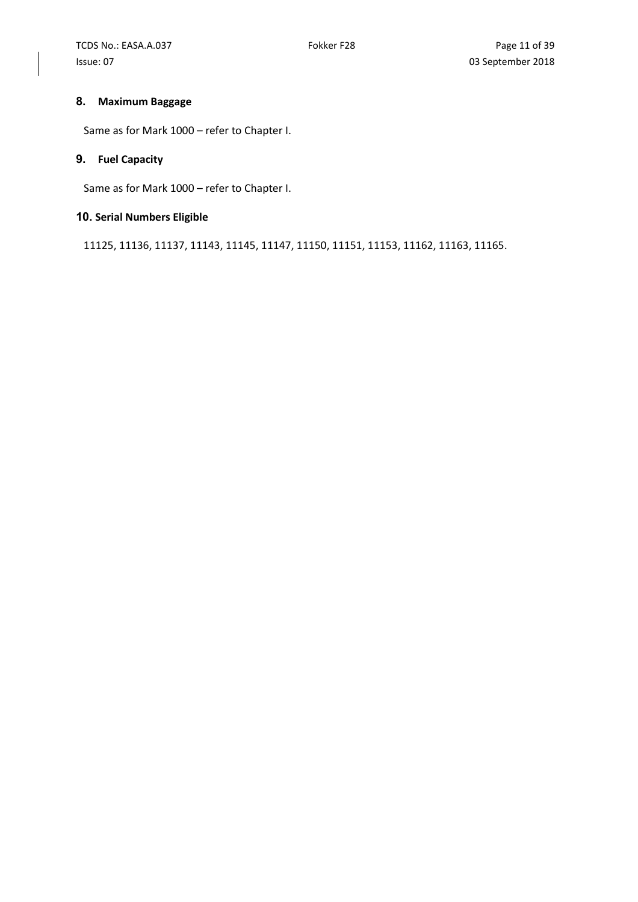## 8. Maximum Baggage

Same as for Mark 1000 – refer to Chapter I.

## 9. Fuel Capacity

Same as for Mark 1000 – refer to Chapter I.

## 10. Serial Numbers Eligible

11125, 11136, 11137, 11143, 11145, 11147, 11150, 11151, 11153, 11162, 11163, 11165.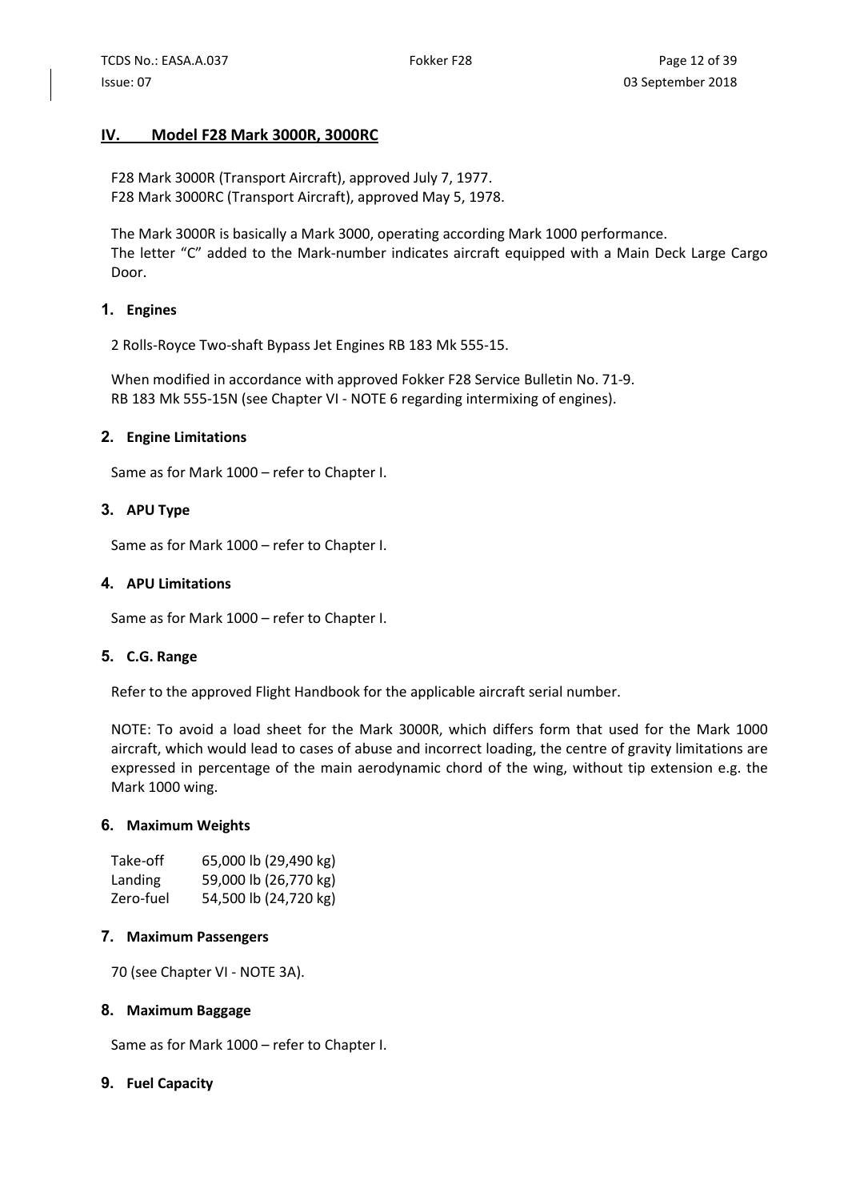## IV. Model F28 Mark 3000R, 3000RC

F28 Mark 3000R (Transport Aircraft), approved July 7, 1977.
F28 Mark 3000RC (Transport Aircraft), approved May 5, 1978.

The Mark 3000R is basically a Mark 3000, operating according Mark 1000 performance.
The letter "C" added to the Mark-number indicates aircraft equipped with a Main Deck Large Cargo Door.

### 1. Engines

2 Rolls-Royce Two-shaft Bypass Jet Engines RB 183 Mk 555-15.

When modified in accordance with approved Fokker F28 Service Bulletin No. 71-9.
RB 183 Mk 555-15N (see Chapter VI - NOTE 6 regarding intermixing of engines).

### 2. Engine Limitations

Same as for Mark 1000 – refer to Chapter I.

### 3. APU Type

Same as for Mark 1000 – refer to Chapter I.

### 4. APU Limitations

Same as for Mark 1000 – refer to Chapter I.

### 5. C.G. Range

Refer to the approved Flight Handbook for the applicable aircraft serial number.

NOTE: To avoid a load sheet for the Mark 3000R, which differs form that used for the Mark 1000 aircraft, which would lead to cases of abuse and incorrect loading, the centre of gravity limitations are expressed in percentage of the main aerodynamic chord of the wing, without tip extension e.g. the Mark 1000 wing.

### 6. Maximum Weights

| | |
|---|---|
| Take-off | 65,000 lb (29,490 kg) |
| Landing | 59,000 lb (26,770 kg) |
| Zero-fuel | 54,500 lb (24,720 kg) |

### 7. Maximum Passengers

70 (see Chapter VI - NOTE 3A).

### 8. Maximum Baggage

Same as for Mark 1000 – refer to Chapter I.

### 9. Fuel Capacity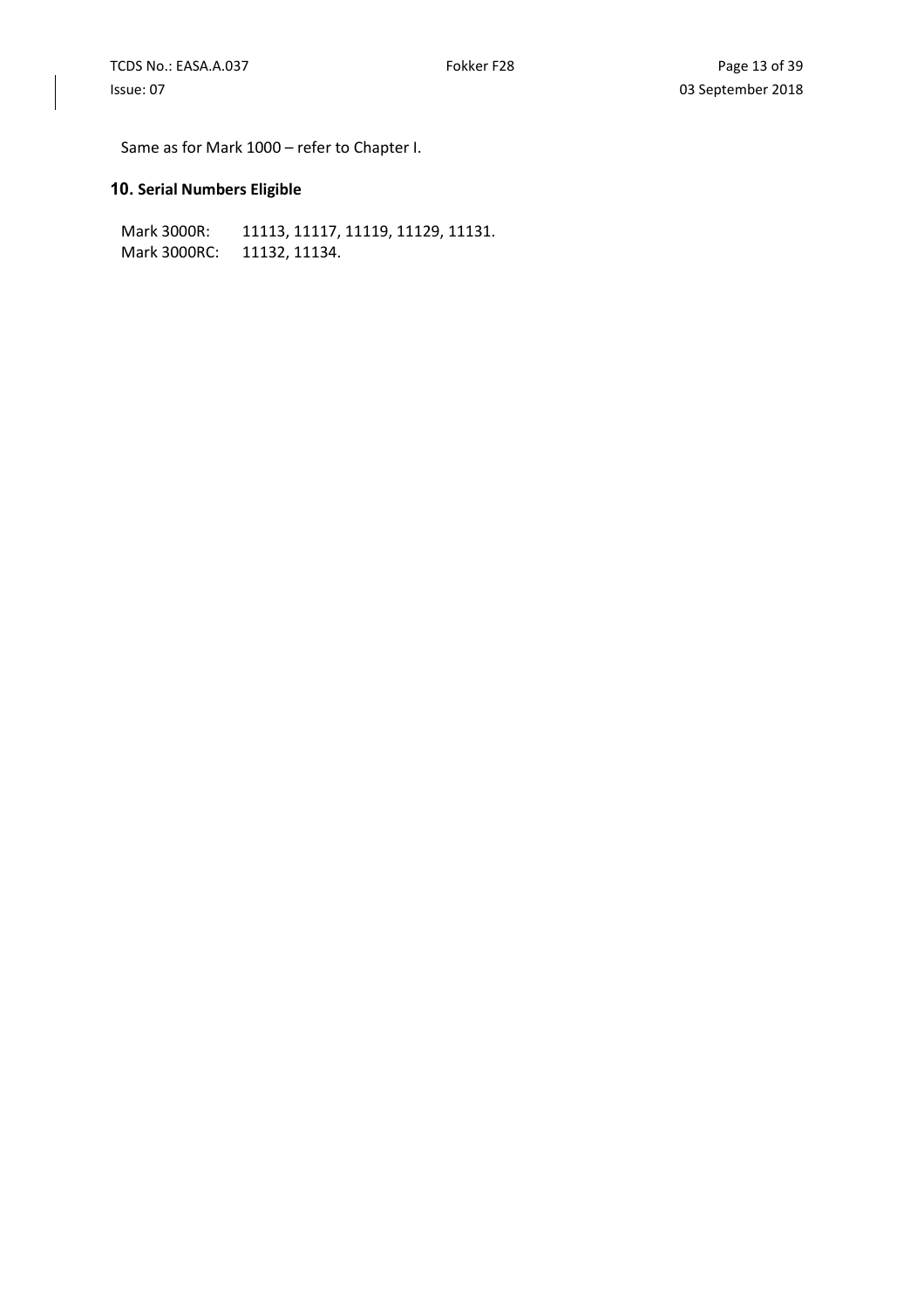Same as for Mark 1000 – refer to Chapter I.

## 10. Serial Numbers Eligible

Mark 3000R: 11113, 11117, 11119, 11129, 11131.
Mark 3000RC: 11132, 11134.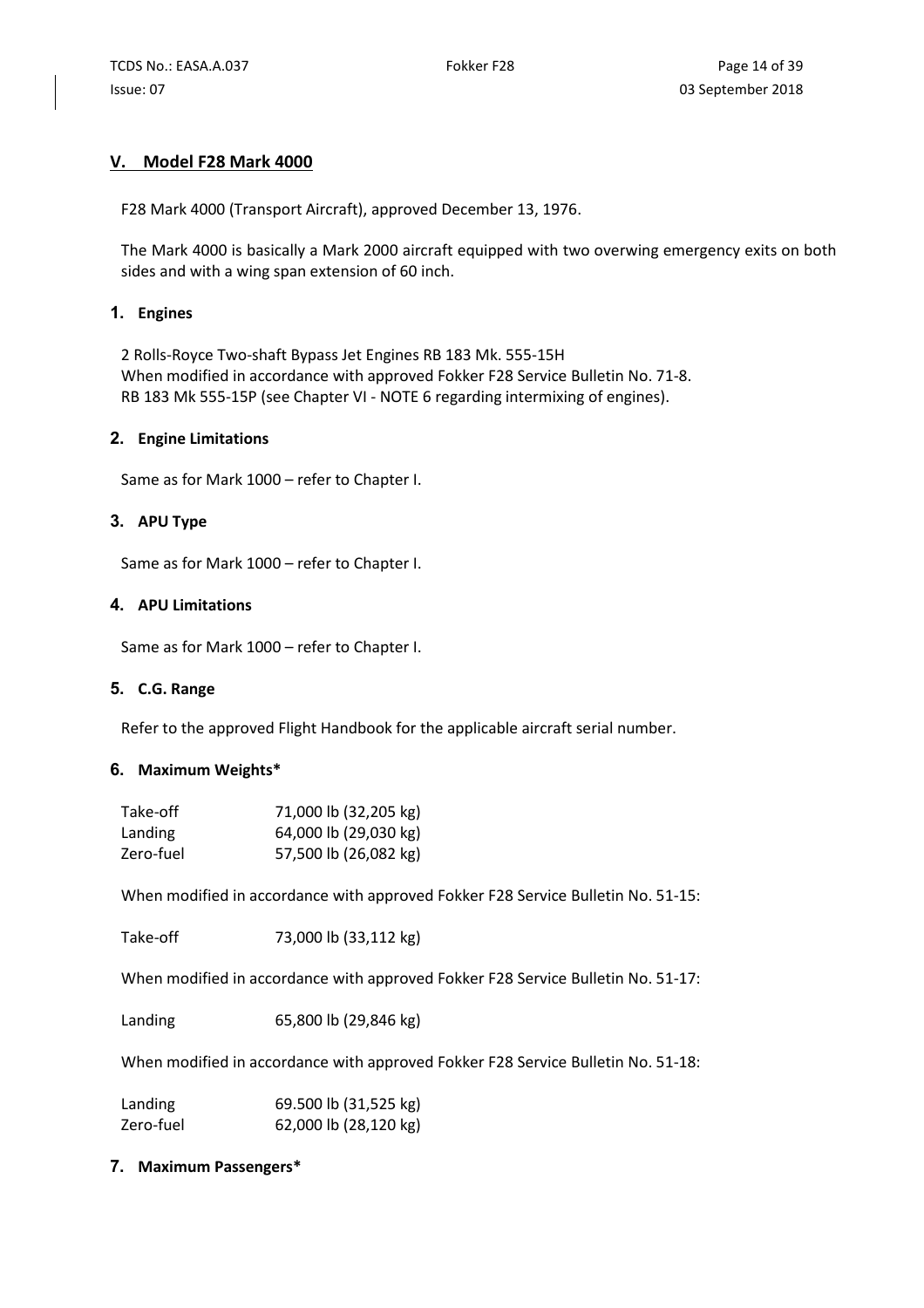## V. Model F28 Mark 4000

F28 Mark 4000 (Transport Aircraft), approved December 13, 1976.

The Mark 4000 is basically a Mark 2000 aircraft equipped with two overwing emergency exits on both sides and with a wing span extension of 60 inch.

### 1. Engines

2 Rolls-Royce Two-shaft Bypass Jet Engines RB 183 Mk. 555-15H
When modified in accordance with approved Fokker F28 Service Bulletin No. 71-8.
RB 183 Mk 555-15P (see Chapter VI - NOTE 6 regarding intermixing of engines).

### 2. Engine Limitations

Same as for Mark 1000 – refer to Chapter I.

### 3. APU Type

Same as for Mark 1000 – refer to Chapter I.

### 4. APU Limitations

Same as for Mark 1000 – refer to Chapter I.

### 5. C.G. Range

Refer to the approved Flight Handbook for the applicable aircraft serial number.

### 6. Maximum Weights*

| | |
|---|---|
| Take-off | 71,000 lb (32,205 kg) |
| Landing | 64,000 lb (29,030 kg) |
| Zero-fuel | 57,500 lb (26,082 kg) |

When modified in accordance with approved Fokker F28 Service Bulletin No. 51-15:

| | |
|---|---|
| Take-off | 73,000 lb (33,112 kg) |

When modified in accordance with approved Fokker F28 Service Bulletin No. 51-17:

| | |
|---|---|
| Landing | 65,800 lb (29,846 kg) |

When modified in accordance with approved Fokker F28 Service Bulletin No. 51-18:

| | |
|---|---|
| Landing | 69.500 lb (31,525 kg) |
| Zero-fuel | 62,000 lb (28,120 kg) |

### 7. Maximum Passengers*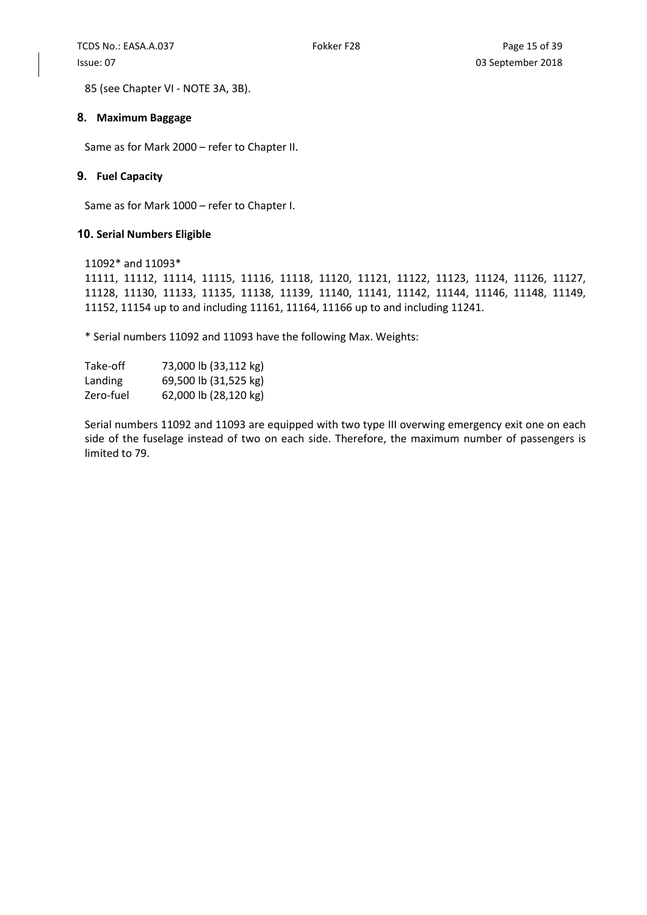85 (see Chapter VI - NOTE 3A, 3B).

## 8. Maximum Baggage

Same as for Mark 2000 – refer to Chapter II.

## 9. Fuel Capacity

Same as for Mark 1000 – refer to Chapter I.

## 10. Serial Numbers Eligible

11092* and 11093*
11111, 11112, 11114, 11115, 11116, 11118, 11120, 11121, 11122, 11123, 11124, 11126, 11127, 11128, 11130, 11133, 11135, 11138, 11139, 11140, 11141, 11142, 11144, 11146, 11148, 11149, 11152, 11154 up to and including 11161, 11164, 11166 up to and including 11241.

* Serial numbers 11092 and 11093 have the following Max. Weights:

| | |
|---|---|
| Take-off | 73,000 lb (33,112 kg) |
| Landing | 69,500 lb (31,525 kg) |
| Zero-fuel | 62,000 lb (28,120 kg) |

Serial numbers 11092 and 11093 are equipped with two type III overwing emergency exit one on each side of the fuselage instead of two on each side. Therefore, the maximum number of passengers is limited to 79.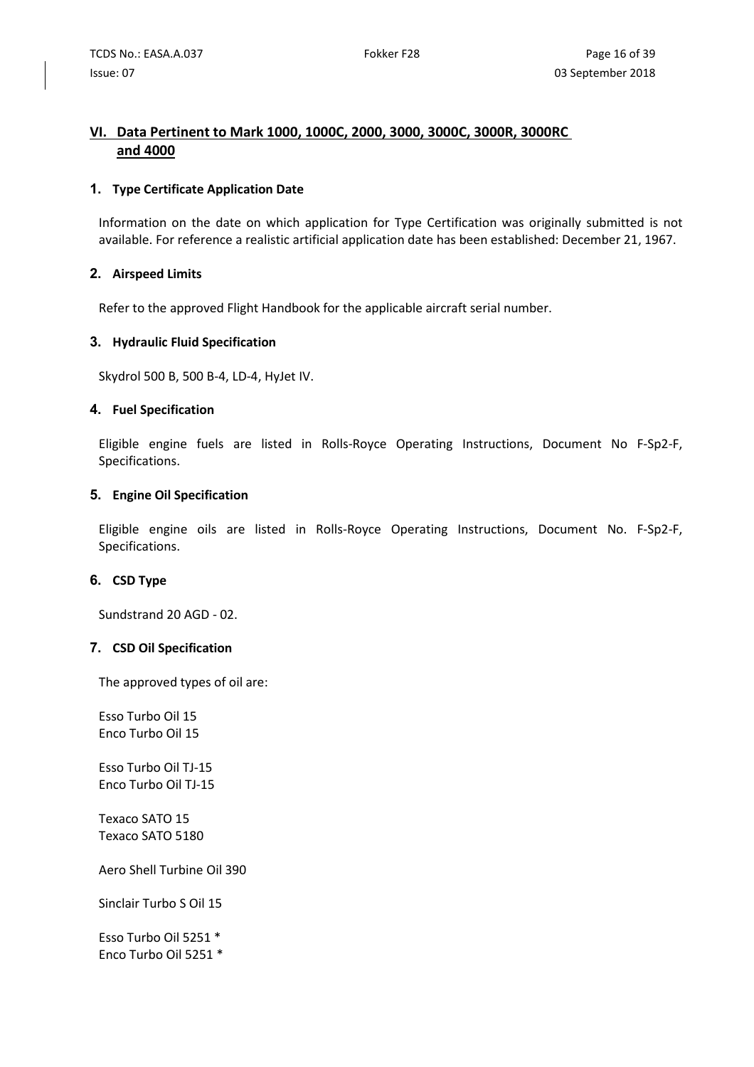## VI. Data Pertinent to Mark 1000, 1000C, 2000, 3000, 3000C, 3000R, 3000RC and 4000

### 1. Type Certificate Application Date

Information on the date on which application for Type Certification was originally submitted is not available. For reference a realistic artificial application date has been established: December 21, 1967.

### 2. Airspeed Limits

Refer to the approved Flight Handbook for the applicable aircraft serial number.

### 3. Hydraulic Fluid Specification

Skydrol 500 B, 500 B-4, LD-4, HyJet IV.

### 4. Fuel Specification

Eligible engine fuels are listed in Rolls-Royce Operating Instructions, Document No F-Sp2-F, Specifications.

### 5. Engine Oil Specification

Eligible engine oils are listed in Rolls-Royce Operating Instructions, Document No. F-Sp2-F, Specifications.

### 6. CSD Type

Sundstrand 20 AGD - 02.

### 7. CSD Oil Specification

The approved types of oil are:

Esso Turbo Oil 15
Enco Turbo Oil 15

Esso Turbo Oil TJ-15
Enco Turbo Oil TJ-15

Texaco SATO 15
Texaco SATO 5180

Aero Shell Turbine Oil 390

Sinclair Turbo S Oil 15

Esso Turbo Oil 5251 *
Enco Turbo Oil 5251 *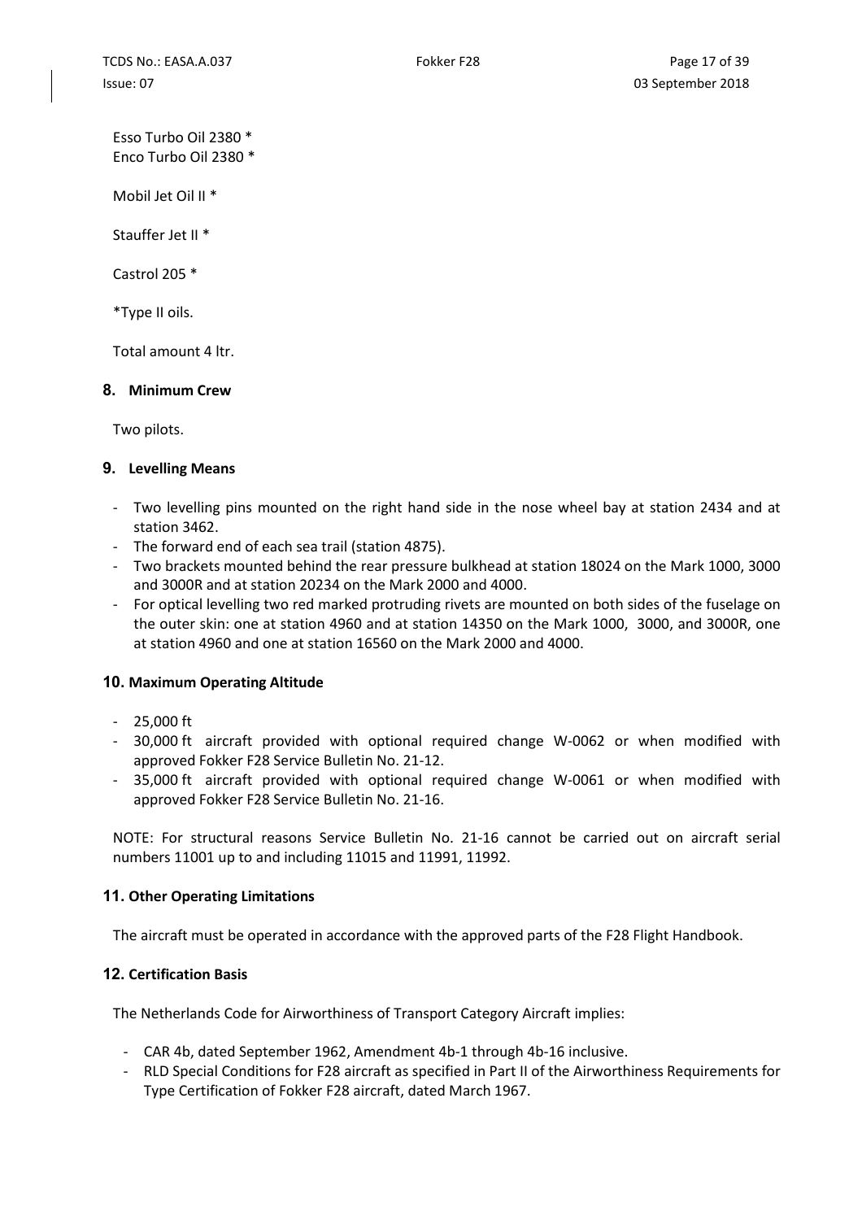Esso Turbo Oil 2380 *
Enco Turbo Oil 2380 *

Mobil Jet Oil II *

Stauffer Jet II *

Castrol 205 *

*Type II oils.

Total amount 4 ltr.

## 8. Minimum Crew

Two pilots.

## 9. Levelling Means

- Two levelling pins mounted on the right hand side in the nose wheel bay at station 2434 and at station 3462.
- The forward end of each sea trail (station 4875).
- Two brackets mounted behind the rear pressure bulkhead at station 18024 on the Mark 1000, 3000 and 3000R and at station 20234 on the Mark 2000 and 4000.
- For optical levelling two red marked protruding rivets are mounted on both sides of the fuselage on the outer skin: one at station 4960 and at station 14350 on the Mark 1000, 3000, and 3000R, one at station 4960 and one at station 16560 on the Mark 2000 and 4000.

## 10. Maximum Operating Altitude

- 25,000 ft
- 30,000 ft aircraft provided with optional required change W-0062 or when modified with approved Fokker F28 Service Bulletin No. 21-12.
- 35,000 ft aircraft provided with optional required change W-0061 or when modified with approved Fokker F28 Service Bulletin No. 21-16.

NOTE: For structural reasons Service Bulletin No. 21-16 cannot be carried out on aircraft serial numbers 11001 up to and including 11015 and 11991, 11992.

## 11. Other Operating Limitations

The aircraft must be operated in accordance with the approved parts of the F28 Flight Handbook.

## 12. Certification Basis

The Netherlands Code for Airworthiness of Transport Category Aircraft implies:

- CAR 4b, dated September 1962, Amendment 4b-1 through 4b-16 inclusive.
- RLD Special Conditions for F28 aircraft as specified in Part II of the Airworthiness Requirements for Type Certification of Fokker F28 aircraft, dated March 1967.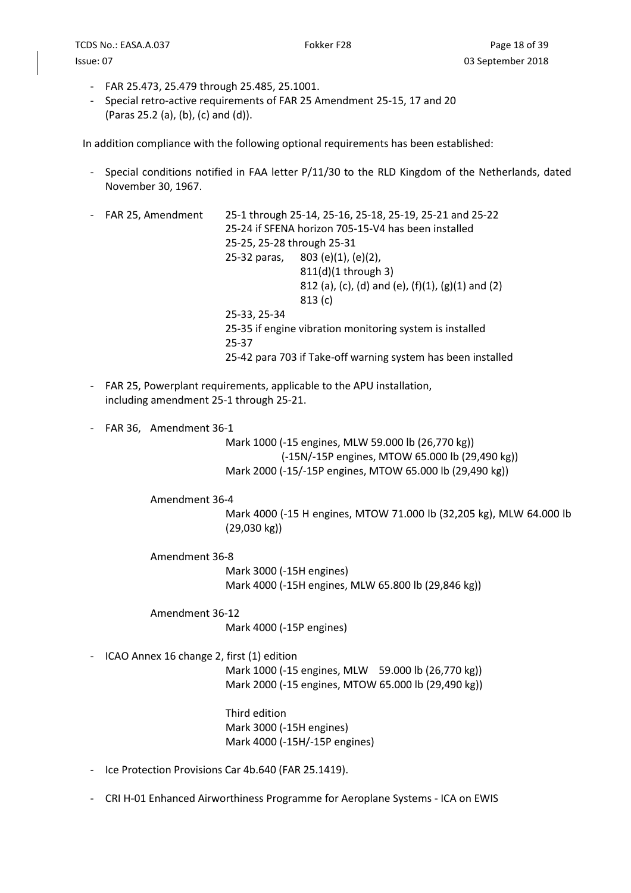- FAR 25.473, 25.479 through 25.485, 25.1001.
- Special retro-active requirements of FAR 25 Amendment 25-15, 17 and 20 (Paras 25.2 (a), (b), (c) and (d)).

In addition compliance with the following optional requirements has been established:

- Special conditions notified in FAA letter P/11/30 to the RLD Kingdom of the Netherlands, dated November 30, 1967.

- FAR 25, Amendment
  - 25-1 through 25-14, 25-16, 25-18, 25-19, 25-21 and 25-22
  - 25-24 if SFENA horizon 705-15-V4 has been installed
  - 25-25, 25-28 through 25-31
  - 25-32 paras, 803 (e)(1), (e)(2),
    811(d)(1 through 3)
    812 (a), (c), (d) and (e), (f)(1), (g)(1) and (2)
    813 (c)
  - 25-33, 25-34
  - 25-35 if engine vibration monitoring system is installed
  - 25-37
  - 25-42 para 703 if Take-off warning system has been installed

- FAR 25, Powerplant requirements, applicable to the APU installation, including amendment 25-1 through 25-21.

- FAR 36, Amendment 36-1
  - Mark 1000 (-15 engines, MLW 59.000 lb (26,770 kg))
    (-15N/-15P engines, MTOW 65.000 lb (29,490 kg))
  - Mark 2000 (-15/-15P engines, MTOW 65.000 lb (29,490 kg))

  Amendment 36-4
  - Mark 4000 (-15 H engines, MTOW 71.000 lb (32,205 kg), MLW 64.000 lb (29,030 kg))

  Amendment 36-8
  - Mark 3000 (-15H engines)
  - Mark 4000 (-15H engines, MLW 65.800 lb (29,846 kg))

  Amendment 36-12
  - Mark 4000 (-15P engines)

- ICAO Annex 16 change 2, first (1) edition
  - Mark 1000 (-15 engines, MLW 59.000 lb (26,770 kg))
  - Mark 2000 (-15 engines, MTOW 65.000 lb (29,490 kg))

  Third edition
  - Mark 3000 (-15H engines)
  - Mark 4000 (-15H/-15P engines)

- Ice Protection Provisions Car 4b.640 (FAR 25.1419).

- CRI H-01 Enhanced Airworthiness Programme for Aeroplane Systems - ICA on EWIS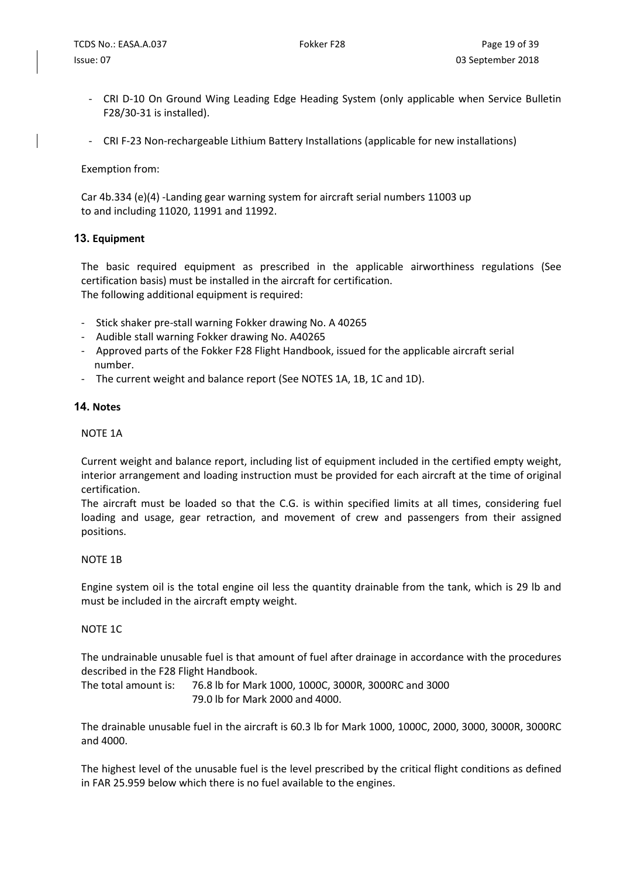- CRI D-10 On Ground Wing Leading Edge Heading System (only applicable when Service Bulletin F28/30-31 is installed).

- CRI F-23 Non-rechargeable Lithium Battery Installations (applicable for new installations)

Exemption from:

Car 4b.334 (e)(4) -Landing gear warning system for aircraft serial numbers 11003 up to and including 11020, 11991 and 11992.

## 13. Equipment

The basic required equipment as prescribed in the applicable airworthiness regulations (See certification basis) must be installed in the aircraft for certification.
The following additional equipment is required:

- Stick shaker pre-stall warning Fokker drawing No. A 40265
- Audible stall warning Fokker drawing No. A40265
- Approved parts of the Fokker F28 Flight Handbook, issued for the applicable aircraft serial number.
- The current weight and balance report (See NOTES 1A, 1B, 1C and 1D).

## 14. Notes

NOTE 1A

Current weight and balance report, including list of equipment included in the certified empty weight, interior arrangement and loading instruction must be provided for each aircraft at the time of original certification.
The aircraft must be loaded so that the C.G. is within specified limits at all times, considering fuel loading and usage, gear retraction, and movement of crew and passengers from their assigned positions.

NOTE 1B

Engine system oil is the total engine oil less the quantity drainable from the tank, which is 29 lb and must be included in the aircraft empty weight.

NOTE 1C

The undrainable unusable fuel is that amount of fuel after drainage in accordance with the procedures described in the F28 Flight Handbook.
The total amount is: 76.8 lb for Mark 1000, 1000C, 3000R, 3000RC and 3000
79.0 lb for Mark 2000 and 4000.

The drainable unusable fuel in the aircraft is 60.3 lb for Mark 1000, 1000C, 2000, 3000, 3000R, 3000RC and 4000.

The highest level of the unusable fuel is the level prescribed by the critical flight conditions as defined in FAR 25.959 below which there is no fuel available to the engines.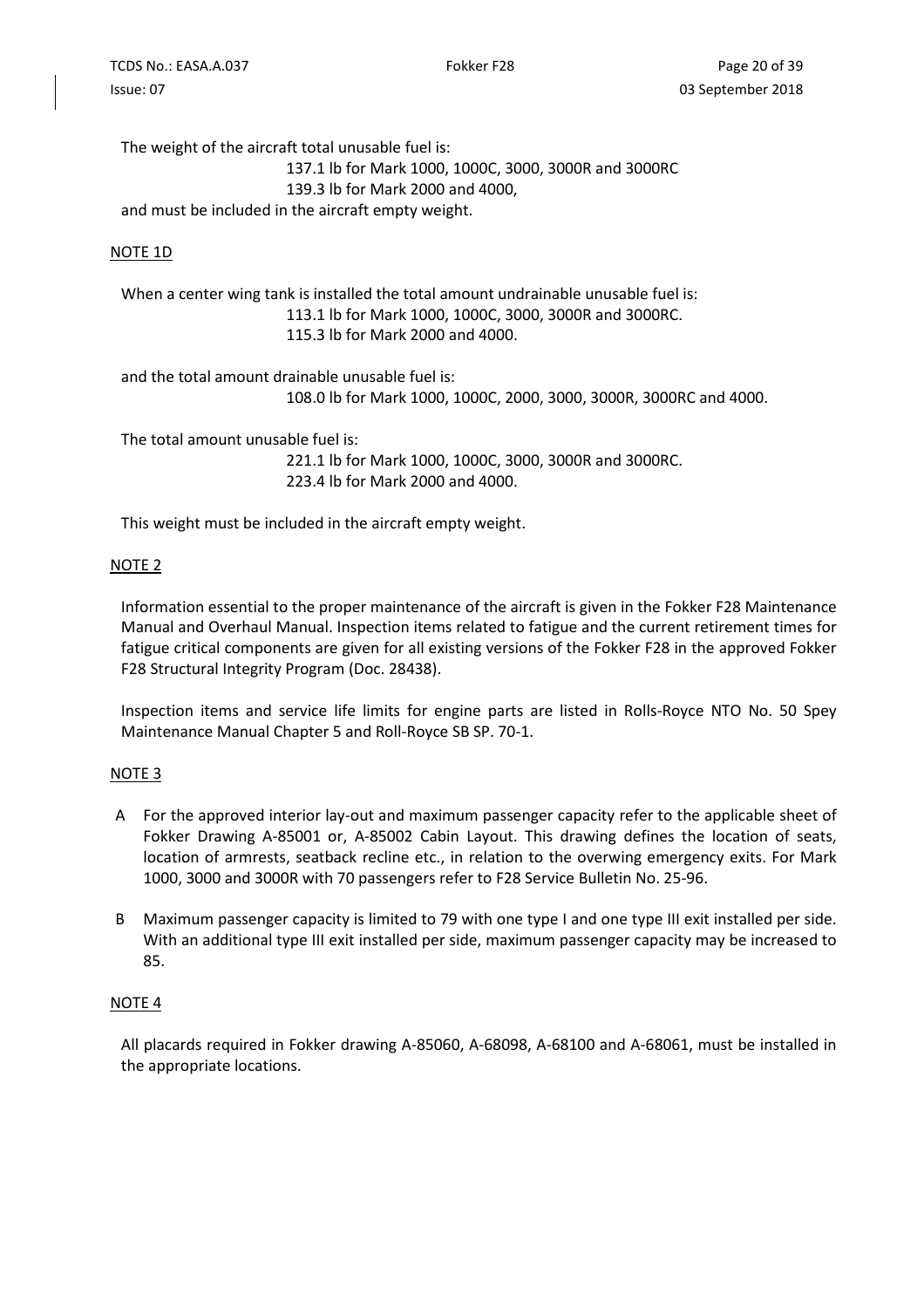The weight of the aircraft total unusable fuel is:

137.1 lb for Mark 1000, 1000C, 3000, 3000R and 3000RC
139.3 lb for Mark 2000 and 4000,

and must be included in the aircraft empty weight.

<u>NOTE 1D</u>

When a center wing tank is installed the total amount undrainable unusable fuel is:

113.1 lb for Mark 1000, 1000C, 3000, 3000R and 3000RC.
115.3 lb for Mark 2000 and 4000.

and the total amount drainable unusable fuel is:

108.0 lb for Mark 1000, 1000C, 2000, 3000, 3000R, 3000RC and 4000.

The total amount unusable fuel is:

221.1 lb for Mark 1000, 1000C, 3000, 3000R and 3000RC.
223.4 lb for Mark 2000 and 4000.

This weight must be included in the aircraft empty weight.

<u>NOTE 2</u>

Information essential to the proper maintenance of the aircraft is given in the Fokker F28 Maintenance Manual and Overhaul Manual. Inspection items related to fatigue and the current retirement times for fatigue critical components are given for all existing versions of the Fokker F28 in the approved Fokker F28 Structural Integrity Program (Doc. 28438).

Inspection items and service life limits for engine parts are listed in Rolls-Royce NTO No. 50 Spey Maintenance Manual Chapter 5 and Roll-Royce SB SP. 70-1.

<u>NOTE 3</u>

A For the approved interior lay-out and maximum passenger capacity refer to the applicable sheet of Fokker Drawing A-85001 or, A-85002 Cabin Layout. This drawing defines the location of seats, location of armrests, seatback recline etc., in relation to the overwing emergency exits. For Mark 1000, 3000 and 3000R with 70 passengers refer to F28 Service Bulletin No. 25-96.

B Maximum passenger capacity is limited to 79 with one type I and one type III exit installed per side. With an additional type III exit installed per side, maximum passenger capacity may be increased to 85.

<u>NOTE 4</u>

All placards required in Fokker drawing A-85060, A-68098, A-68100 and A-68061, must be installed in the appropriate locations.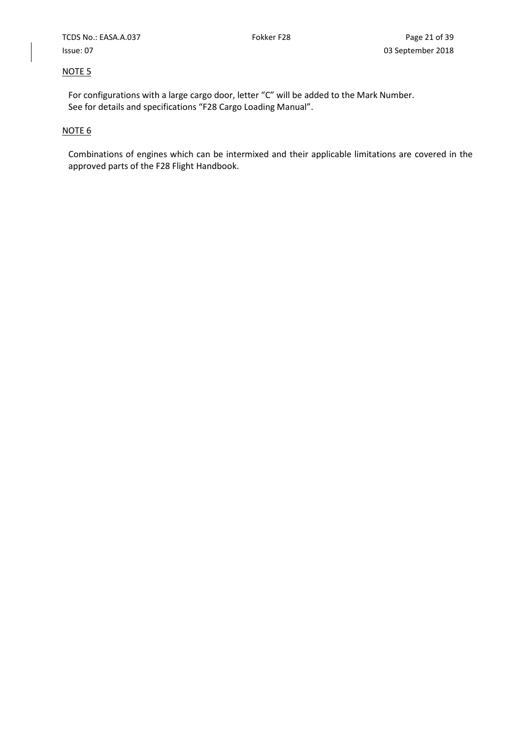NOTE 5

For configurations with a large cargo door, letter "C" will be added to the Mark Number.
See for details and specifications "F28 Cargo Loading Manual".

NOTE 6

Combinations of engines which can be intermixed and their applicable limitations are covered in the approved parts of the F28 Flight Handbook.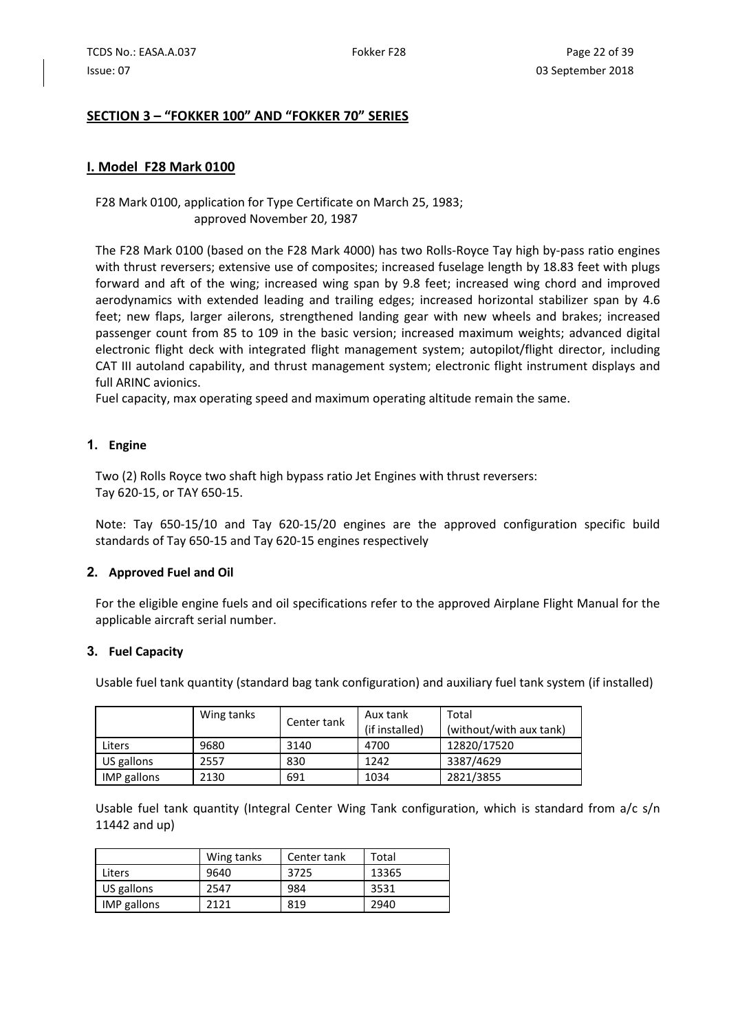## SECTION 3 – "FOKKER 100" AND "FOKKER 70" SERIES

### I. Model F28 Mark 0100

F28 Mark 0100, application for Type Certificate on March 25, 1983;
approved November 20, 1987

The F28 Mark 0100 (based on the F28 Mark 4000) has two Rolls-Royce Tay high by-pass ratio engines with thrust reversers; extensive use of composites; increased fuselage length by 18.83 feet with plugs forward and aft of the wing; increased wing span by 9.8 feet; increased wing chord and improved aerodynamics with extended leading and trailing edges; increased horizontal stabilizer span by 4.6 feet; new flaps, larger ailerons, strengthened landing gear with new wheels and brakes; increased passenger count from 85 to 109 in the basic version; increased maximum weights; advanced digital electronic flight deck with integrated flight management system; autopilot/flight director, including CAT III autoland capability, and thrust management system; electronic flight instrument displays and full ARINC avionics.
Fuel capacity, max operating speed and maximum operating altitude remain the same.

#### 1. Engine

Two (2) Rolls Royce two shaft high bypass ratio Jet Engines with thrust reversers:
Tay 620-15, or TAY 650-15.

Note: Tay 650-15/10 and Tay 620-15/20 engines are the approved configuration specific build standards of Tay 650-15 and Tay 620-15 engines respectively

#### 2. Approved Fuel and Oil

For the eligible engine fuels and oil specifications refer to the approved Airplane Flight Manual for the applicable aircraft serial number.

#### 3. Fuel Capacity

Usable fuel tank quantity (standard bag tank configuration) and auxiliary fuel tank system (if installed)

| | Wing tanks | Center tank | Aux tank (if installed) | Total (without/with aux tank) |
|---|---|---|---|---|
| Liters | 9680 | 3140 | 4700 | 12820/17520 |
| US gallons | 2557 | 830 | 1242 | 3387/4629 |
| IMP gallons | 2130 | 691 | 1034 | 2821/3855 |

Usable fuel tank quantity (Integral Center Wing Tank configuration, which is standard from a/c s/n 11442 and up)

| | Wing tanks | Center tank | Total |
|---|---|---|---|
| Liters | 9640 | 3725 | 13365 |
| US gallons | 2547 | 984 | 3531 |
| IMP gallons | 2121 | 819 | 2940 |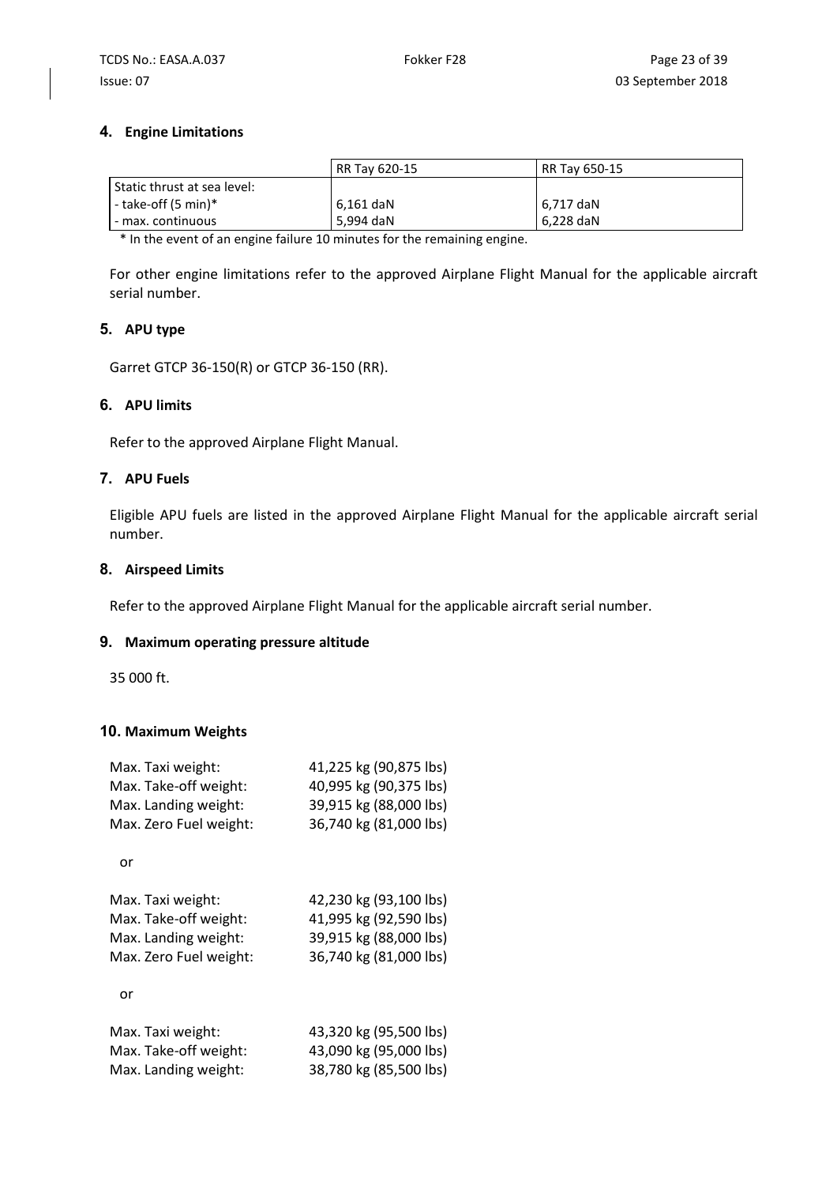## 4. Engine Limitations

| | RR Tay 620-15 | RR Tay 650-15 |
|---|---|---|
| Static thrust at sea level: | | |
| - take-off (5 min)* | 6,161 daN | 6,717 daN |
| - max. continuous | 5,994 daN | 6,228 daN |

\* In the event of an engine failure 10 minutes for the remaining engine.

For other engine limitations refer to the approved Airplane Flight Manual for the applicable aircraft serial number.

## 5. APU type

Garret GTCP 36-150(R) or GTCP 36-150 (RR).

## 6. APU limits

Refer to the approved Airplane Flight Manual.

## 7. APU Fuels

Eligible APU fuels are listed in the approved Airplane Flight Manual for the applicable aircraft serial number.

## 8. Airspeed Limits

Refer to the approved Airplane Flight Manual for the applicable aircraft serial number.

## 9. Maximum operating pressure altitude

35 000 ft.

## 10. Maximum Weights

Max. Taxi weight: 41,225 kg (90,875 lbs)
Max. Take-off weight: 40,995 kg (90,375 lbs)
Max. Landing weight: 39,915 kg (88,000 lbs)
Max. Zero Fuel weight: 36,740 kg (81,000 lbs)

or

Max. Taxi weight: 42,230 kg (93,100 lbs)
Max. Take-off weight: 41,995 kg (92,590 lbs)
Max. Landing weight: 39,915 kg (88,000 lbs)
Max. Zero Fuel weight: 36,740 kg (81,000 lbs)

or

Max. Taxi weight: 43,320 kg (95,500 lbs)
Max. Take-off weight: 43,090 kg (95,000 lbs)
Max. Landing weight: 38,780 kg (85,500 lbs)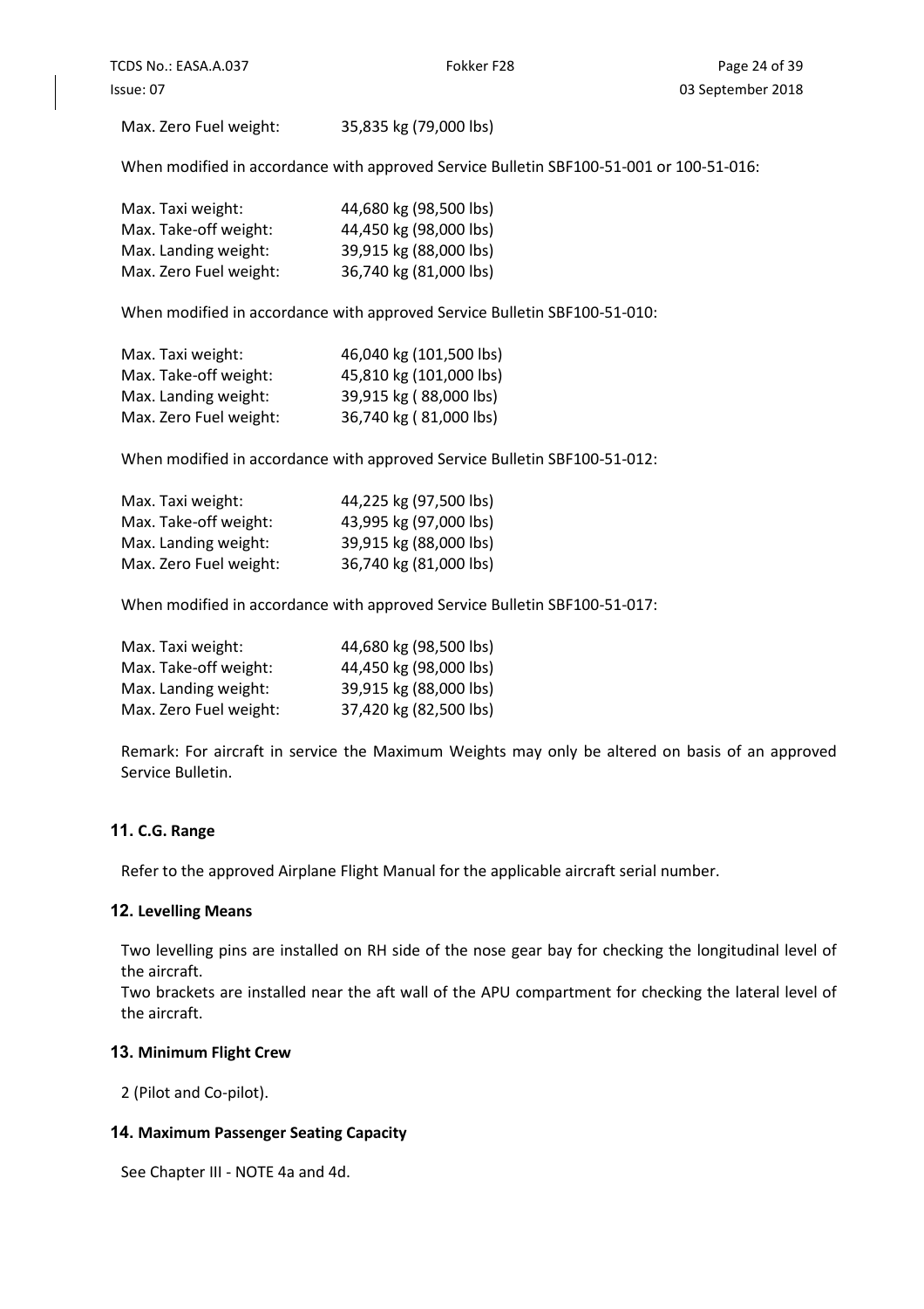Max. Zero Fuel weight: 35,835 kg (79,000 lbs)

When modified in accordance with approved Service Bulletin SBF100-51-001 or 100-51-016:

| | |
|---|---|
| Max. Taxi weight: | 44,680 kg (98,500 lbs) |
| Max. Take-off weight: | 44,450 kg (98,000 lbs) |
| Max. Landing weight: | 39,915 kg (88,000 lbs) |
| Max. Zero Fuel weight: | 36,740 kg (81,000 lbs) |

When modified in accordance with approved Service Bulletin SBF100-51-010:

| | |
|---|---|
| Max. Taxi weight: | 46,040 kg (101,500 lbs) |
| Max. Take-off weight: | 45,810 kg (101,000 lbs) |
| Max. Landing weight: | 39,915 kg ( 88,000 lbs) |
| Max. Zero Fuel weight: | 36,740 kg ( 81,000 lbs) |

When modified in accordance with approved Service Bulletin SBF100-51-012:

| | |
|---|---|
| Max. Taxi weight: | 44,225 kg (97,500 lbs) |
| Max. Take-off weight: | 43,995 kg (97,000 lbs) |
| Max. Landing weight: | 39,915 kg (88,000 lbs) |
| Max. Zero Fuel weight: | 36,740 kg (81,000 lbs) |

When modified in accordance with approved Service Bulletin SBF100-51-017:

| | |
|---|---|
| Max. Taxi weight: | 44,680 kg (98,500 lbs) |
| Max. Take-off weight: | 44,450 kg (98,000 lbs) |
| Max. Landing weight: | 39,915 kg (88,000 lbs) |
| Max. Zero Fuel weight: | 37,420 kg (82,500 lbs) |

Remark: For aircraft in service the Maximum Weights may only be altered on basis of an approved Service Bulletin.

## 11. C.G. Range

Refer to the approved Airplane Flight Manual for the applicable aircraft serial number.

## 12. Levelling Means

Two levelling pins are installed on RH side of the nose gear bay for checking the longitudinal level of the aircraft.
Two brackets are installed near the aft wall of the APU compartment for checking the lateral level of the aircraft.

## 13. Minimum Flight Crew

2 (Pilot and Co-pilot).

## 14. Maximum Passenger Seating Capacity

See Chapter III - NOTE 4a and 4d.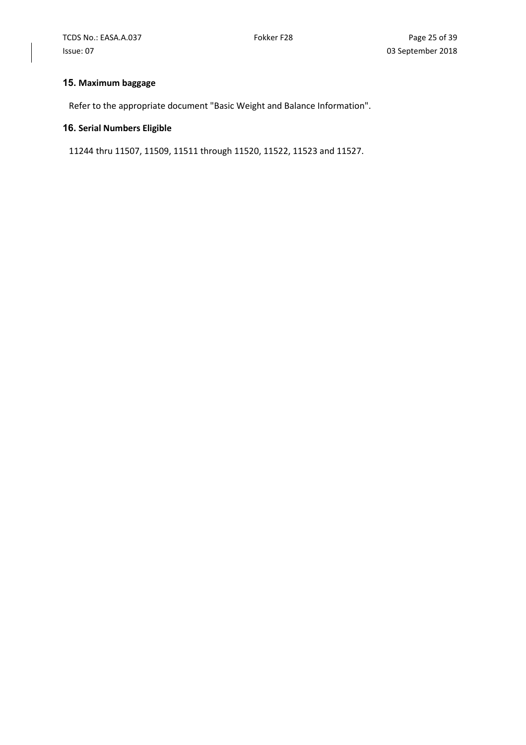## 15. Maximum baggage

Refer to the appropriate document "Basic Weight and Balance Information".

## 16. Serial Numbers Eligible

11244 thru 11507, 11509, 11511 through 11520, 11522, 11523 and 11527.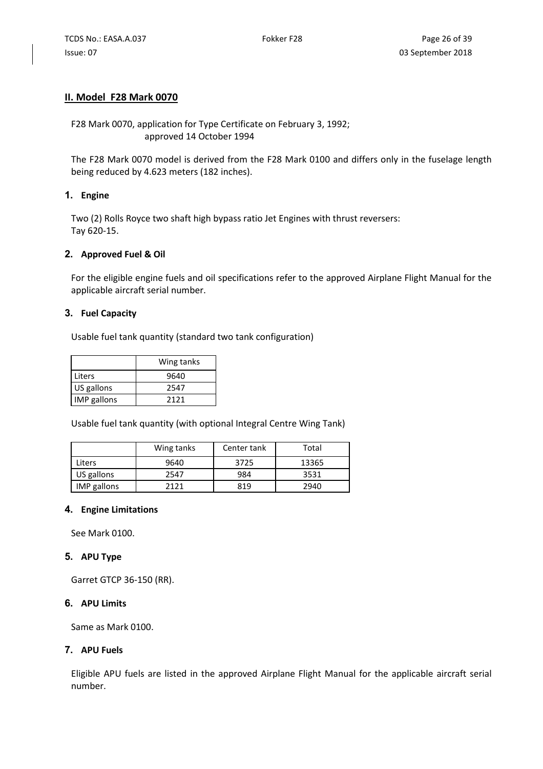## II. Model F28 Mark 0070

F28 Mark 0070, application for Type Certificate on February 3, 1992;
approved 14 October 1994

The F28 Mark 0070 model is derived from the F28 Mark 0100 and differs only in the fuselage length being reduced by 4.623 meters (182 inches).

### 1. Engine

Two (2) Rolls Royce two shaft high bypass ratio Jet Engines with thrust reversers:
Tay 620-15.

### 2. Approved Fuel & Oil

For the eligible engine fuels and oil specifications refer to the approved Airplane Flight Manual for the applicable aircraft serial number.

### 3. Fuel Capacity

Usable fuel tank quantity (standard two tank configuration)

| | Wing tanks |
|---|---|
| Liters | 9640 |
| US gallons | 2547 |
| IMP gallons | 2121 |

Usable fuel tank quantity (with optional Integral Centre Wing Tank)

| | Wing tanks | Center tank | Total |
|---|---|---|---|
| Liters | 9640 | 3725 | 13365 |
| US gallons | 2547 | 984 | 3531 |
| IMP gallons | 2121 | 819 | 2940 |

### 4. Engine Limitations

See Mark 0100.

### 5. APU Type

Garret GTCP 36-150 (RR).

### 6. APU Limits

Same as Mark 0100.

### 7. APU Fuels

Eligible APU fuels are listed in the approved Airplane Flight Manual for the applicable aircraft serial number.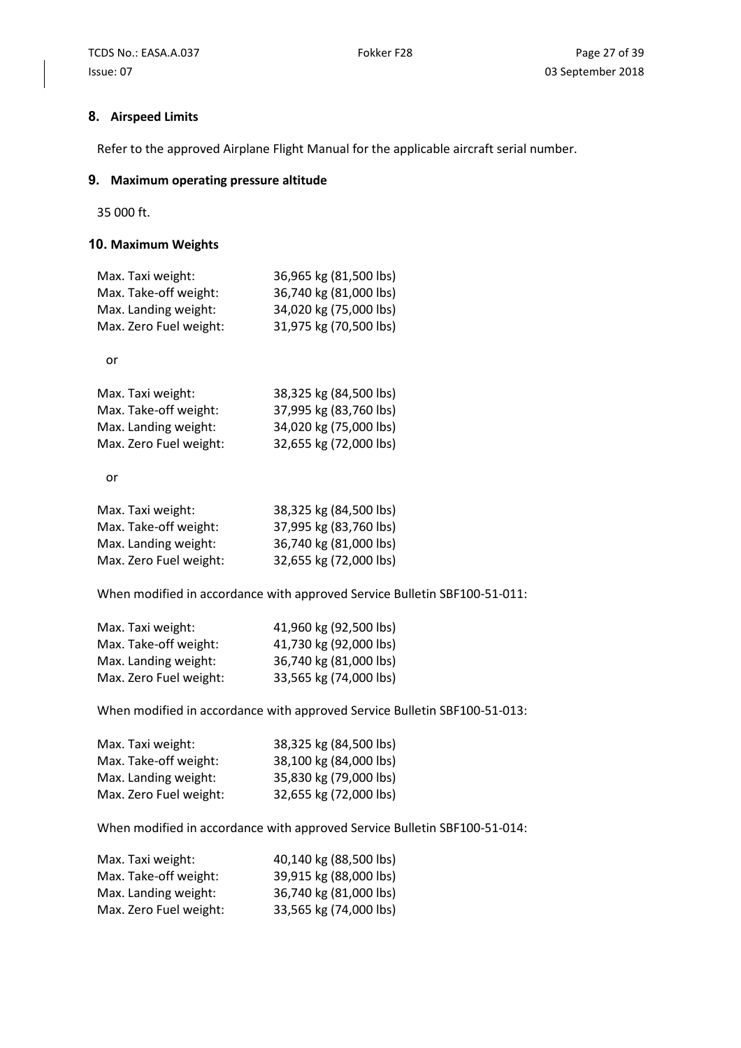## 8. Airspeed Limits

Refer to the approved Airplane Flight Manual for the applicable aircraft serial number.

## 9. Maximum operating pressure altitude

35 000 ft.

## 10. Maximum Weights

| | |
|---|---|
| Max. Taxi weight: | 36,965 kg (81,500 lbs) |
| Max. Take-off weight: | 36,740 kg (81,000 lbs) |
| Max. Landing weight: | 34,020 kg (75,000 lbs) |
| Max. Zero Fuel weight: | 31,975 kg (70,500 lbs) |

or

| | |
|---|---|
| Max. Taxi weight: | 38,325 kg (84,500 lbs) |
| Max. Take-off weight: | 37,995 kg (83,760 lbs) |
| Max. Landing weight: | 34,020 kg (75,000 lbs) |
| Max. Zero Fuel weight: | 32,655 kg (72,000 lbs) |

or

| | |
|---|---|
| Max. Taxi weight: | 38,325 kg (84,500 lbs) |
| Max. Take-off weight: | 37,995 kg (83,760 lbs) |
| Max. Landing weight: | 36,740 kg (81,000 lbs) |
| Max. Zero Fuel weight: | 32,655 kg (72,000 lbs) |

When modified in accordance with approved Service Bulletin SBF100-51-011:

| | |
|---|---|
| Max. Taxi weight: | 41,960 kg (92,500 lbs) |
| Max. Take-off weight: | 41,730 kg (92,000 lbs) |
| Max. Landing weight: | 36,740 kg (81,000 lbs) |
| Max. Zero Fuel weight: | 33,565 kg (74,000 lbs) |

When modified in accordance with approved Service Bulletin SBF100-51-013:

| | |
|---|---|
| Max. Taxi weight: | 38,325 kg (84,500 lbs) |
| Max. Take-off weight: | 38,100 kg (84,000 lbs) |
| Max. Landing weight: | 35,830 kg (79,000 lbs) |
| Max. Zero Fuel weight: | 32,655 kg (72,000 lbs) |

When modified in accordance with approved Service Bulletin SBF100-51-014:

| | |
|---|---|
| Max. Taxi weight: | 40,140 kg (88,500 lbs) |
| Max. Take-off weight: | 39,915 kg (88,000 lbs) |
| Max. Landing weight: | 36,740 kg (81,000 lbs) |
| Max. Zero Fuel weight: | 33,565 kg (74,000 lbs) |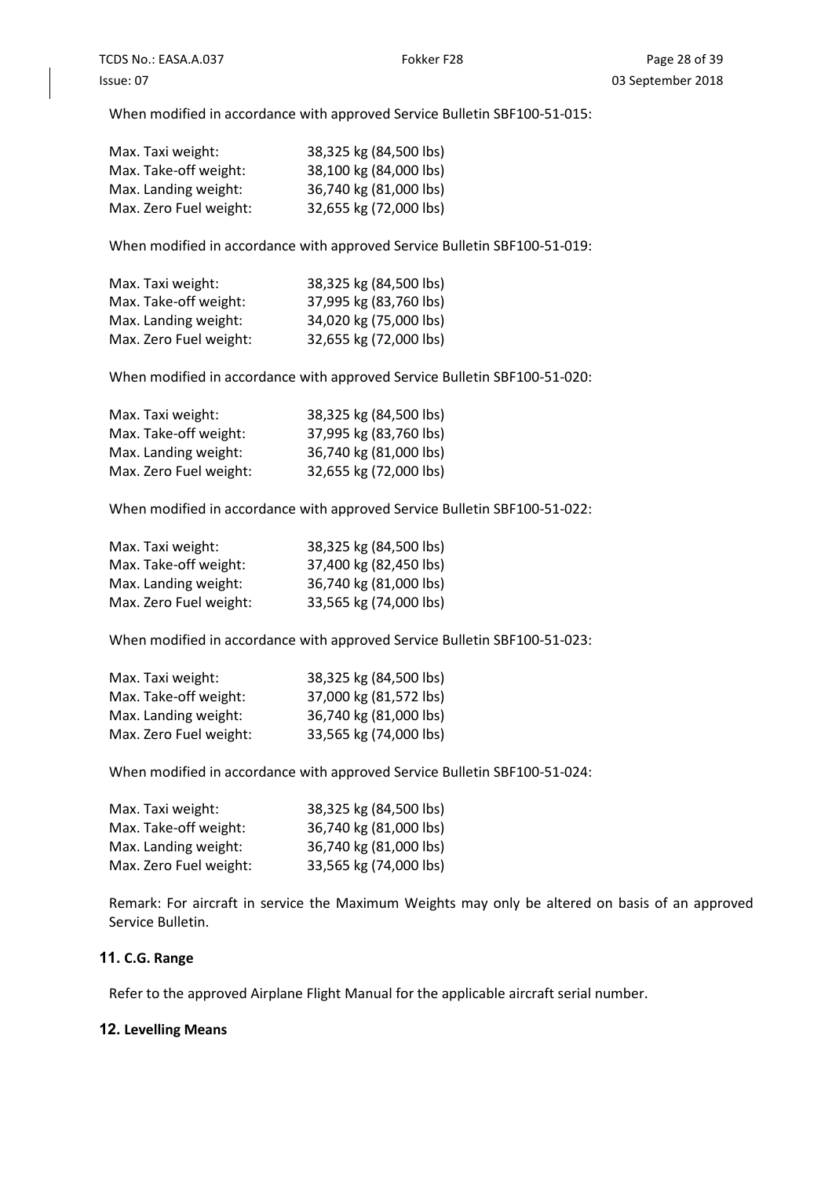When modified in accordance with approved Service Bulletin SBF100-51-015:

| | |
|---|---|
| Max. Taxi weight: | 38,325 kg (84,500 lbs) |
| Max. Take-off weight: | 38,100 kg (84,000 lbs) |
| Max. Landing weight: | 36,740 kg (81,000 lbs) |
| Max. Zero Fuel weight: | 32,655 kg (72,000 lbs) |

When modified in accordance with approved Service Bulletin SBF100-51-019:

| | |
|---|---|
| Max. Taxi weight: | 38,325 kg (84,500 lbs) |
| Max. Take-off weight: | 37,995 kg (83,760 lbs) |
| Max. Landing weight: | 34,020 kg (75,000 lbs) |
| Max. Zero Fuel weight: | 32,655 kg (72,000 lbs) |

When modified in accordance with approved Service Bulletin SBF100-51-020:

| | |
|---|---|
| Max. Taxi weight: | 38,325 kg (84,500 lbs) |
| Max. Take-off weight: | 37,995 kg (83,760 lbs) |
| Max. Landing weight: | 36,740 kg (81,000 lbs) |
| Max. Zero Fuel weight: | 32,655 kg (72,000 lbs) |

When modified in accordance with approved Service Bulletin SBF100-51-022:

| | |
|---|---|
| Max. Taxi weight: | 38,325 kg (84,500 lbs) |
| Max. Take-off weight: | 37,400 kg (82,450 lbs) |
| Max. Landing weight: | 36,740 kg (81,000 lbs) |
| Max. Zero Fuel weight: | 33,565 kg (74,000 lbs) |

When modified in accordance with approved Service Bulletin SBF100-51-023:

| | |
|---|---|
| Max. Taxi weight: | 38,325 kg (84,500 lbs) |
| Max. Take-off weight: | 37,000 kg (81,572 lbs) |
| Max. Landing weight: | 36,740 kg (81,000 lbs) |
| Max. Zero Fuel weight: | 33,565 kg (74,000 lbs) |

When modified in accordance with approved Service Bulletin SBF100-51-024:

| | |
|---|---|
| Max. Taxi weight: | 38,325 kg (84,500 lbs) |
| Max. Take-off weight: | 36,740 kg (81,000 lbs) |
| Max. Landing weight: | 36,740 kg (81,000 lbs) |
| Max. Zero Fuel weight: | 33,565 kg (74,000 lbs) |

Remark: For aircraft in service the Maximum Weights may only be altered on basis of an approved Service Bulletin.

## 11. C.G. Range

Refer to the approved Airplane Flight Manual for the applicable aircraft serial number.

## 12. Levelling Means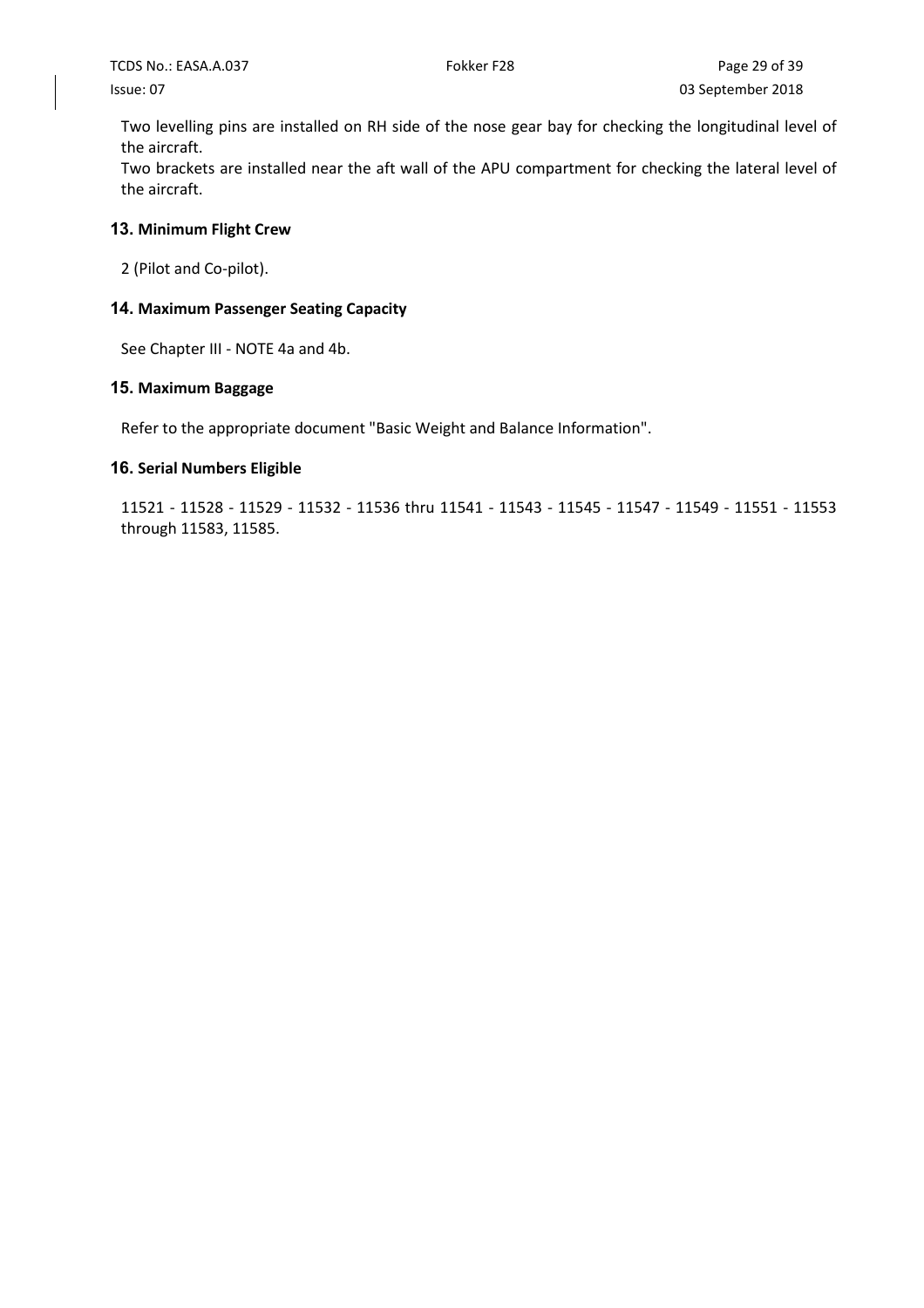Two levelling pins are installed on RH side of the nose gear bay for checking the longitudinal level of the aircraft.
Two brackets are installed near the aft wall of the APU compartment for checking the lateral level of the aircraft.

### 13. Minimum Flight Crew

2 (Pilot and Co-pilot).

### 14. Maximum Passenger Seating Capacity

See Chapter III - NOTE 4a and 4b.

### 15. Maximum Baggage

Refer to the appropriate document "Basic Weight and Balance Information".

### 16. Serial Numbers Eligible

11521 - 11528 - 11529 - 11532 - 11536 thru 11541 - 11543 - 11545 - 11547 - 11549 - 11551 - 11553 through 11583, 11585.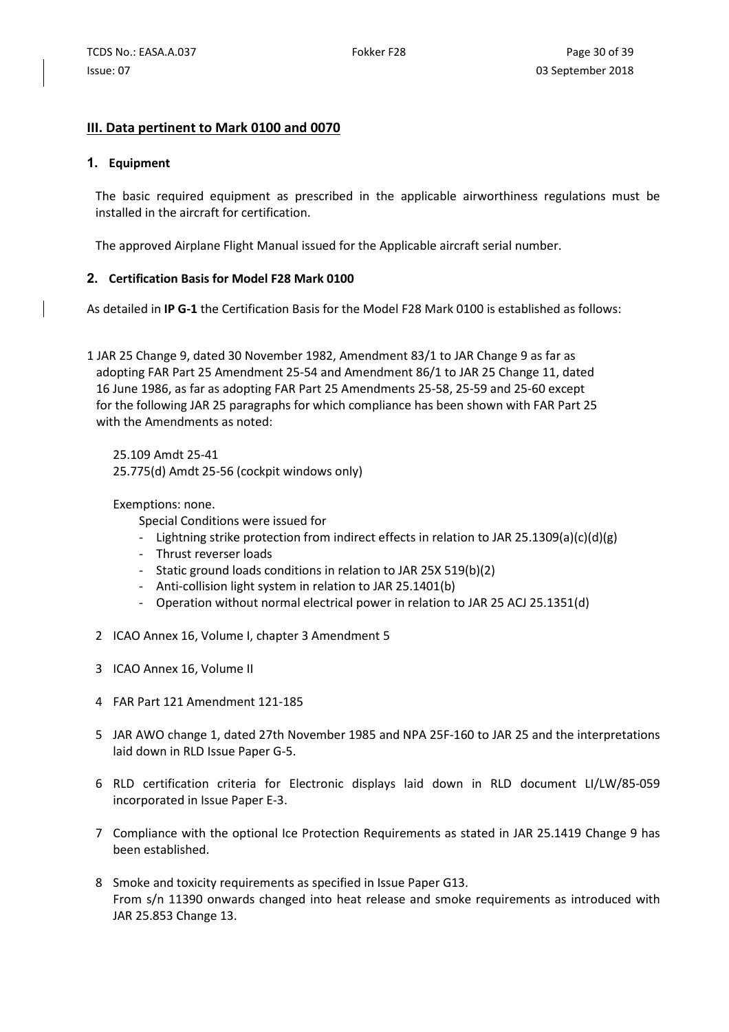## III. Data pertinent to Mark 0100 and 0070

### 1. Equipment

The basic required equipment as prescribed in the applicable airworthiness regulations must be installed in the aircraft for certification.

The approved Airplane Flight Manual issued for the Applicable aircraft serial number.

### 2. Certification Basis for Model F28 Mark 0100

As detailed in **IP G-1** the Certification Basis for the Model F28 Mark 0100 is established as follows:

1 JAR 25 Change 9, dated 30 November 1982, Amendment 83/1 to JAR Change 9 as far as adopting FAR Part 25 Amendment 25-54 and Amendment 86/1 to JAR 25 Change 11, dated 16 June 1986, as far as adopting FAR Part 25 Amendments 25-58, 25-59 and 25-60 except for the following JAR 25 paragraphs for which compliance has been shown with FAR Part 25 with the Amendments as noted:

25.109 Amdt 25-41
25.775(d) Amdt 25-56 (cockpit windows only)

Exemptions: none.

Special Conditions were issued for

- Lightning strike protection from indirect effects in relation to JAR 25.1309(a)(c)(d)(g)
- Thrust reverser loads
- Static ground loads conditions in relation to JAR 25X 519(b)(2)
- Anti-collision light system in relation to JAR 25.1401(b)
- Operation without normal electrical power in relation to JAR 25 ACJ 25.1351(d)

2 ICAO Annex 16, Volume I, chapter 3 Amendment 5

3 ICAO Annex 16, Volume II

4 FAR Part 121 Amendment 121-185

5 JAR AWO change 1, dated 27th November 1985 and NPA 25F-160 to JAR 25 and the interpretations laid down in RLD Issue Paper G-5.

6 RLD certification criteria for Electronic displays laid down in RLD document LI/LW/85-059 incorporated in Issue Paper E-3.

7 Compliance with the optional Ice Protection Requirements as stated in JAR 25.1419 Change 9 has been established.

8 Smoke and toxicity requirements as specified in Issue Paper G13.
From s/n 11390 onwards changed into heat release and smoke requirements as introduced with JAR 25.853 Change 13.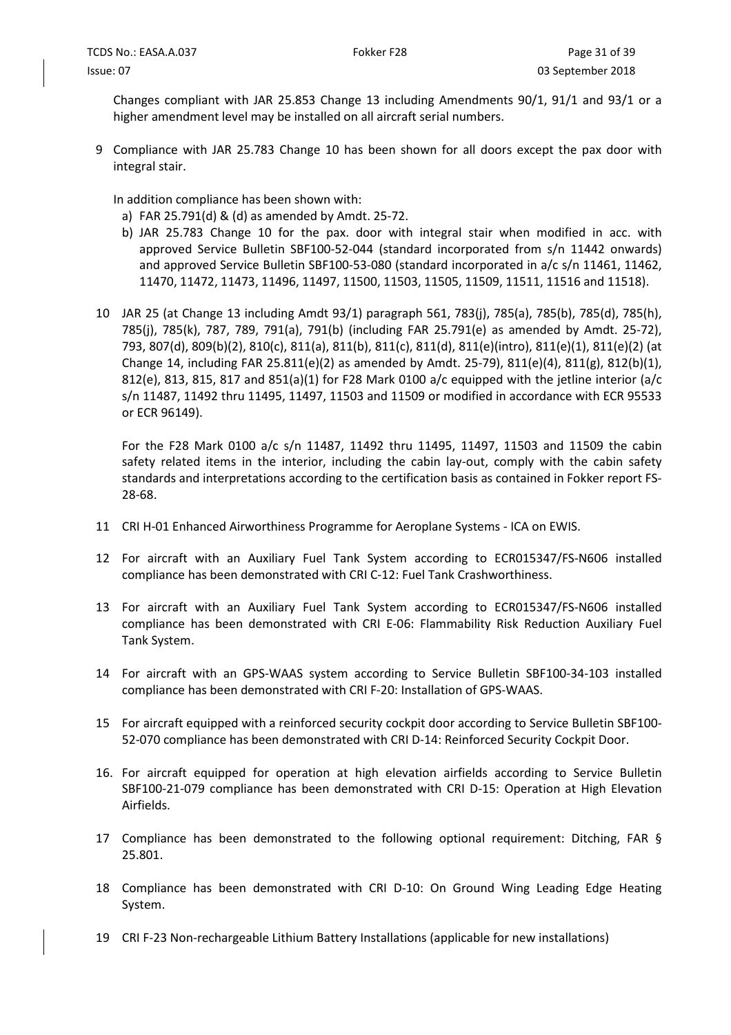Changes compliant with JAR 25.853 Change 13 including Amendments 90/1, 91/1 and 93/1 or a higher amendment level may be installed on all aircraft serial numbers.

9 Compliance with JAR 25.783 Change 10 has been shown for all doors except the pax door with integral stair.

   In addition compliance has been shown with:
   a) FAR 25.791(d) & (d) as amended by Amdt. 25-72.
   b) JAR 25.783 Change 10 for the pax. door with integral stair when modified in acc. with approved Service Bulletin SBF100-52-044 (standard incorporated from s/n 11442 onwards) and approved Service Bulletin SBF100-53-080 (standard incorporated in a/c s/n 11461, 11462, 11470, 11472, 11473, 11496, 11497, 11500, 11503, 11505, 11509, 11511, 11516 and 11518).

10 JAR 25 (at Change 13 including Amdt 93/1) paragraph 561, 783(j), 785(a), 785(b), 785(d), 785(h), 785(j), 785(k), 787, 789, 791(a), 791(b) (including FAR 25.791(e) as amended by Amdt. 25-72), 793, 807(d), 809(b)(2), 810(c), 811(a), 811(b), 811(c), 811(d), 811(e)(intro), 811(e)(1), 811(e)(2) (at Change 14, including FAR 25.811(e)(2) as amended by Amdt. 25-79), 811(e)(4), 811(g), 812(b)(1), 812(e), 813, 815, 817 and 851(a)(1) for F28 Mark 0100 a/c equipped with the jetline interior (a/c s/n 11487, 11492 thru 11495, 11497, 11503 and 11509 or modified in accordance with ECR 95533 or ECR 96149).

   For the F28 Mark 0100 a/c s/n 11487, 11492 thru 11495, 11497, 11503 and 11509 the cabin safety related items in the interior, including the cabin lay-out, comply with the cabin safety standards and interpretations according to the certification basis as contained in Fokker report FS-28-68.

11 CRI H-01 Enhanced Airworthiness Programme for Aeroplane Systems - ICA on EWIS.

12 For aircraft with an Auxiliary Fuel Tank System according to ECR015347/FS-N606 installed compliance has been demonstrated with CRI C-12: Fuel Tank Crashworthiness.

13 For aircraft with an Auxiliary Fuel Tank System according to ECR015347/FS-N606 installed compliance has been demonstrated with CRI E-06: Flammability Risk Reduction Auxiliary Fuel Tank System.

14 For aircraft with an GPS-WAAS system according to Service Bulletin SBF100-34-103 installed compliance has been demonstrated with CRI F-20: Installation of GPS-WAAS.

15 For aircraft equipped with a reinforced security cockpit door according to Service Bulletin SBF100-52-070 compliance has been demonstrated with CRI D-14: Reinforced Security Cockpit Door.

16. For aircraft equipped for operation at high elevation airfields according to Service Bulletin SBF100-21-079 compliance has been demonstrated with CRI D-15: Operation at High Elevation Airfields.

17 Compliance has been demonstrated to the following optional requirement: Ditching, FAR § 25.801.

18 Compliance has been demonstrated with CRI D-10: On Ground Wing Leading Edge Heating System.

19 CRI F-23 Non-rechargeable Lithium Battery Installations (applicable for new installations)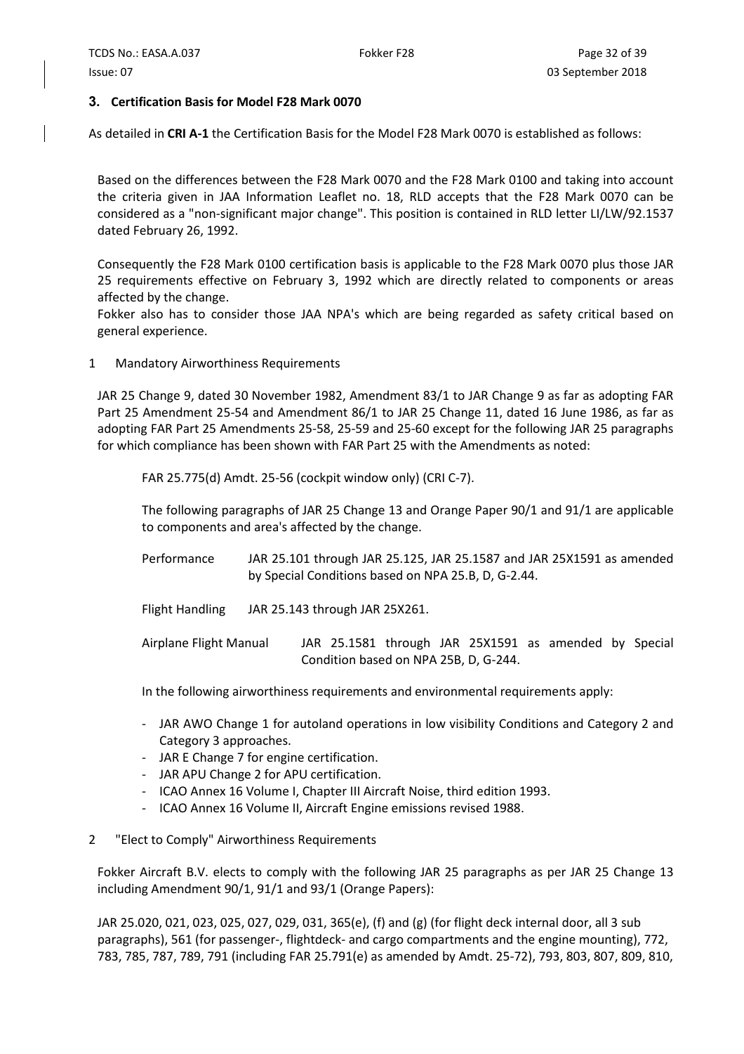### 3. Certification Basis for Model F28 Mark 0070

As detailed in **CRI A-1** the Certification Basis for the Model F28 Mark 0070 is established as follows:

Based on the differences between the F28 Mark 0070 and the F28 Mark 0100 and taking into account the criteria given in JAA Information Leaflet no. 18, RLD accepts that the F28 Mark 0070 can be considered as a "non-significant major change". This position is contained in RLD letter LI/LW/92.1537 dated February 26, 1992.

Consequently the F28 Mark 0100 certification basis is applicable to the F28 Mark 0070 plus those JAR 25 requirements effective on February 3, 1992 which are directly related to components or areas affected by the change.
Fokker also has to consider those JAA NPA's which are being regarded as safety critical based on general experience.

1 Mandatory Airworthiness Requirements

JAR 25 Change 9, dated 30 November 1982, Amendment 83/1 to JAR Change 9 as far as adopting FAR Part 25 Amendment 25-54 and Amendment 86/1 to JAR 25 Change 11, dated 16 June 1986, as far as adopting FAR Part 25 Amendments 25-58, 25-59 and 25-60 except for the following JAR 25 paragraphs for which compliance has been shown with FAR Part 25 with the Amendments as noted:

FAR 25.775(d) Amdt. 25-56 (cockpit window only) (CRI C-7).

The following paragraphs of JAR 25 Change 13 and Orange Paper 90/1 and 91/1 are applicable to components and area's affected by the change.

Performance JAR 25.101 through JAR 25.125, JAR 25.1587 and JAR 25X1591 as amended by Special Conditions based on NPA 25.B, D, G-2.44.

Flight Handling JAR 25.143 through JAR 25X261.

Airplane Flight Manual JAR 25.1581 through JAR 25X1591 as amended by Special Condition based on NPA 25B, D, G-244.

In the following airworthiness requirements and environmental requirements apply:

- JAR AWO Change 1 for autoland operations in low visibility Conditions and Category 2 and Category 3 approaches.
- JAR E Change 7 for engine certification.
- JAR APU Change 2 for APU certification.
- ICAO Annex 16 Volume I, Chapter III Aircraft Noise, third edition 1993.
- ICAO Annex 16 Volume II, Aircraft Engine emissions revised 1988.

2 "Elect to Comply" Airworthiness Requirements

Fokker Aircraft B.V. elects to comply with the following JAR 25 paragraphs as per JAR 25 Change 13 including Amendment 90/1, 91/1 and 93/1 (Orange Papers):

JAR 25.020, 021, 023, 025, 027, 029, 031, 365(e), (f) and (g) (for flight deck internal door, all 3 sub paragraphs), 561 (for passenger-, flightdeck- and cargo compartments and the engine mounting), 772, 783, 785, 787, 789, 791 (including FAR 25.791(e) as amended by Amdt. 25-72), 793, 803, 807, 809, 810,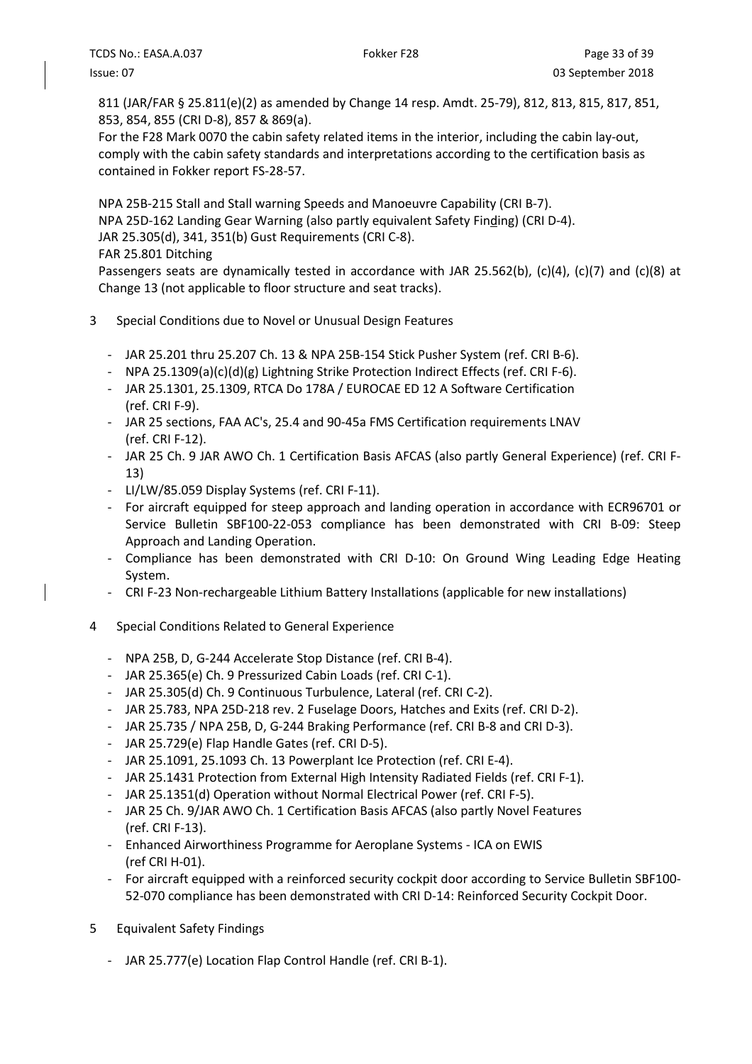811 (JAR/FAR § 25.811(e)(2) as amended by Change 14 resp. Amdt. 25-79), 812, 813, 815, 817, 851, 853, 854, 855 (CRI D-8), 857 & 869(a).
For the F28 Mark 0070 the cabin safety related items in the interior, including the cabin lay-out, comply with the cabin safety standards and interpretations according to the certification basis as contained in Fokker report FS-28-57.

NPA 25B-215 Stall and Stall warning Speeds and Manoeuvre Capability (CRI B-7).
NPA 25D-162 Landing Gear Warning (also partly equivalent Safety Finding) (CRI D-4).
JAR 25.305(d), 341, 351(b) Gust Requirements (CRI C-8).
FAR 25.801 Ditching
Passengers seats are dynamically tested in accordance with JAR 25.562(b), (c)(4), (c)(7) and (c)(8) at Change 13 (not applicable to floor structure and seat tracks).

3 Special Conditions due to Novel or Unusual Design Features

- JAR 25.201 thru 25.207 Ch. 13 & NPA 25B-154 Stick Pusher System (ref. CRI B-6).
- NPA 25.1309(a)(c)(d)(g) Lightning Strike Protection Indirect Effects (ref. CRI F-6).
- JAR 25.1301, 25.1309, RTCA Do 178A / EUROCAE ED 12 A Software Certification (ref. CRI F-9).
- JAR 25 sections, FAA AC's, 25.4 and 90-45a FMS Certification requirements LNAV (ref. CRI F-12).
- JAR 25 Ch. 9 JAR AWO Ch. 1 Certification Basis AFCAS (also partly General Experience) (ref. CRI F-13)
- LI/LW/85.059 Display Systems (ref. CRI F-11).
- For aircraft equipped for steep approach and landing operation in accordance with ECR96701 or Service Bulletin SBF100-22-053 compliance has been demonstrated with CRI B-09: Steep Approach and Landing Operation.
- Compliance has been demonstrated with CRI D-10: On Ground Wing Leading Edge Heating System.
- CRI F-23 Non-rechargeable Lithium Battery Installations (applicable for new installations)

4 Special Conditions Related to General Experience

- NPA 25B, D, G-244 Accelerate Stop Distance (ref. CRI B-4).
- JAR 25.365(e) Ch. 9 Pressurized Cabin Loads (ref. CRI C-1).
- JAR 25.305(d) Ch. 9 Continuous Turbulence, Lateral (ref. CRI C-2).
- JAR 25.783, NPA 25D-218 rev. 2 Fuselage Doors, Hatches and Exits (ref. CRI D-2).
- JAR 25.735 / NPA 25B, D, G-244 Braking Performance (ref. CRI B-8 and CRI D-3).
- JAR 25.729(e) Flap Handle Gates (ref. CRI D-5).
- JAR 25.1091, 25.1093 Ch. 13 Powerplant Ice Protection (ref. CRI E-4).
- JAR 25.1431 Protection from External High Intensity Radiated Fields (ref. CRI F-1).
- JAR 25.1351(d) Operation without Normal Electrical Power (ref. CRI F-5).
- JAR 25 Ch. 9/JAR AWO Ch. 1 Certification Basis AFCAS (also partly Novel Features (ref. CRI F-13).
- Enhanced Airworthiness Programme for Aeroplane Systems - ICA on EWIS (ref CRI H-01).
- For aircraft equipped with a reinforced security cockpit door according to Service Bulletin SBF100-52-070 compliance has been demonstrated with CRI D-14: Reinforced Security Cockpit Door.

5 Equivalent Safety Findings

- JAR 25.777(e) Location Flap Control Handle (ref. CRI B-1).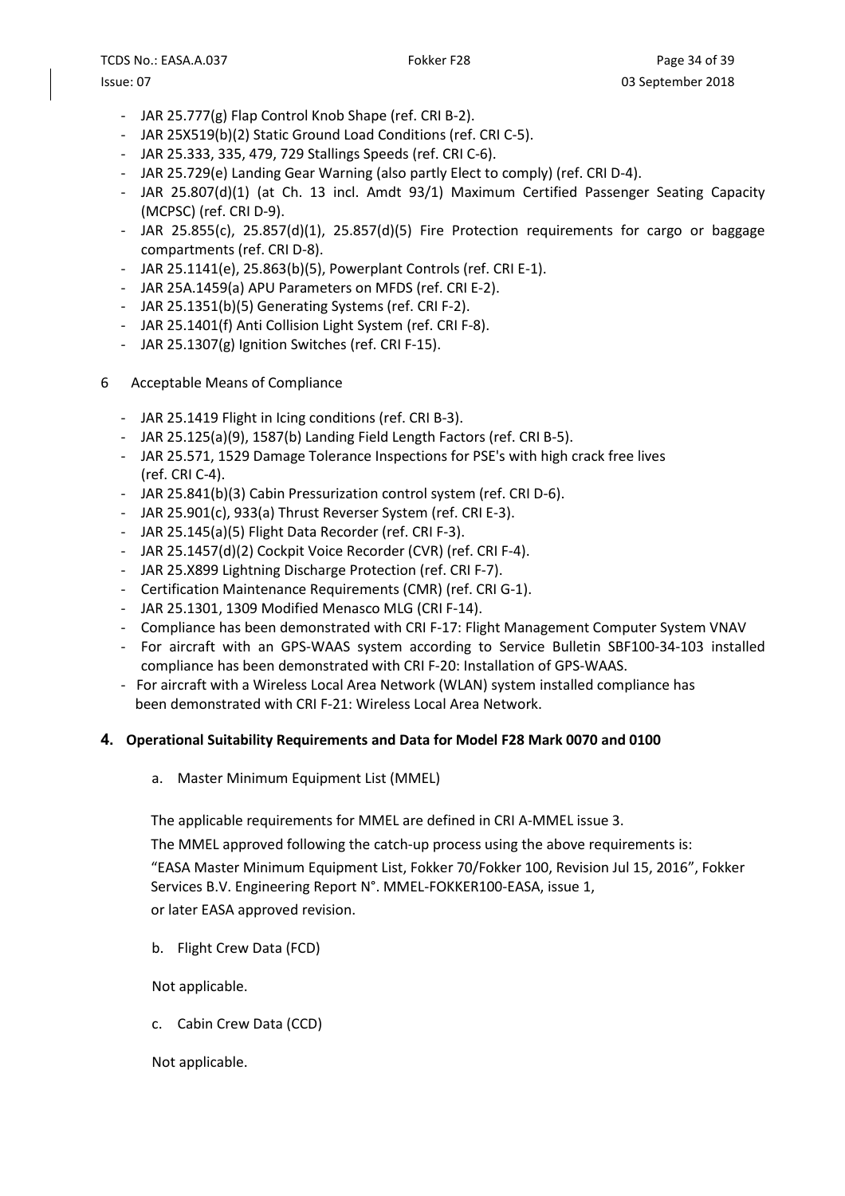- JAR 25.777(g) Flap Control Knob Shape (ref. CRI B-2).
- JAR 25X519(b)(2) Static Ground Load Conditions (ref. CRI C-5).
- JAR 25.333, 335, 479, 729 Stallings Speeds (ref. CRI C-6).
- JAR 25.729(e) Landing Gear Warning (also partly Elect to comply) (ref. CRI D-4).
- JAR 25.807(d)(1) (at Ch. 13 incl. Amdt 93/1) Maximum Certified Passenger Seating Capacity (MCPSC) (ref. CRI D-9).
- JAR 25.855(c), 25.857(d)(1), 25.857(d)(5) Fire Protection requirements for cargo or baggage compartments (ref. CRI D-8).
- JAR 25.1141(e), 25.863(b)(5), Powerplant Controls (ref. CRI E-1).
- JAR 25A.1459(a) APU Parameters on MFDS (ref. CRI E-2).
- JAR 25.1351(b)(5) Generating Systems (ref. CRI F-2).
- JAR 25.1401(f) Anti Collision Light System (ref. CRI F-8).
- JAR 25.1307(g) Ignition Switches (ref. CRI F-15).

6 Acceptable Means of Compliance

- JAR 25.1419 Flight in Icing conditions (ref. CRI B-3).
- JAR 25.125(a)(9), 1587(b) Landing Field Length Factors (ref. CRI B-5).
- JAR 25.571, 1529 Damage Tolerance Inspections for PSE's with high crack free lives (ref. CRI C-4).
- JAR 25.841(b)(3) Cabin Pressurization control system (ref. CRI D-6).
- JAR 25.901(c), 933(a) Thrust Reverser System (ref. CRI E-3).
- JAR 25.145(a)(5) Flight Data Recorder (ref. CRI F-3).
- JAR 25.1457(d)(2) Cockpit Voice Recorder (CVR) (ref. CRI F-4).
- JAR 25.X899 Lightning Discharge Protection (ref. CRI F-7).
- Certification Maintenance Requirements (CMR) (ref. CRI G-1).
- JAR 25.1301, 1309 Modified Menasco MLG (CRI F-14).
- Compliance has been demonstrated with CRI F-17: Flight Management Computer System VNAV
- For aircraft with an GPS-WAAS system according to Service Bulletin SBF100-34-103 installed compliance has been demonstrated with CRI F-20: Installation of GPS-WAAS.
- For aircraft with a Wireless Local Area Network (WLAN) system installed compliance has been demonstrated with CRI F-21: Wireless Local Area Network.

## 4. Operational Suitability Requirements and Data for Model F28 Mark 0070 and 0100

a. Master Minimum Equipment List (MMEL)

The applicable requirements for MMEL are defined in CRI A-MMEL issue 3.

The MMEL approved following the catch-up process using the above requirements is:

"EASA Master Minimum Equipment List, Fokker 70/Fokker 100, Revision Jul 15, 2016", Fokker Services B.V. Engineering Report N°. MMEL-FOKKER100-EASA, issue 1,
or later EASA approved revision.

b. Flight Crew Data (FCD)

Not applicable.

c. Cabin Crew Data (CCD)

Not applicable.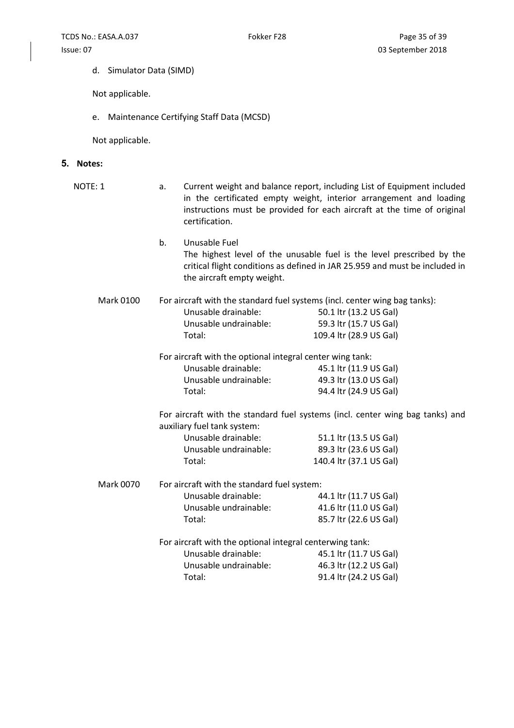d. Simulator Data (SIMD)

Not applicable.

e. Maintenance Certifying Staff Data (MCSD)

Not applicable.

## 5. Notes:

NOTE: 1

a. Current weight and balance report, including List of Equipment included in the certificated empty weight, interior arrangement and loading instructions must be provided for each aircraft at the time of original certification.

b. Unusable Fuel
The highest level of the unusable fuel is the level prescribed by the critical flight conditions as defined in JAR 25.959 and must be included in the aircraft empty weight.

**Mark 0100**

For aircraft with the standard fuel systems (incl. center wing bag tanks):

| | |
|---|---|
| Unusable drainable: | 50.1 ltr (13.2 US Gal) |
| Unusable undrainable: | 59.3 ltr (15.7 US Gal) |
| Total: | 109.4 ltr (28.9 US Gal) |

For aircraft with the optional integral center wing tank:

| | |
|---|---|
| Unusable drainable: | 45.1 ltr (11.9 US Gal) |
| Unusable undrainable: | 49.3 ltr (13.0 US Gal) |
| Total: | 94.4 ltr (24.9 US Gal) |

For aircraft with the standard fuel systems (incl. center wing bag tanks) and auxiliary fuel tank system:

| | |
|---|---|
| Unusable drainable: | 51.1 ltr (13.5 US Gal) |
| Unusable undrainable: | 89.3 ltr (23.6 US Gal) |
| Total: | 140.4 ltr (37.1 US Gal) |

**Mark 0070**

For aircraft with the standard fuel system:

| | |
|---|---|
| Unusable drainable: | 44.1 ltr (11.7 US Gal) |
| Unusable undrainable: | 41.6 ltr (11.0 US Gal) |
| Total: | 85.7 ltr (22.6 US Gal) |

For aircraft with the optional integral centerwing tank:

| | |
|---|---|
| Unusable drainable: | 45.1 ltr (11.7 US Gal) |
| Unusable undrainable: | 46.3 ltr (12.2 US Gal) |
| Total: | 91.4 ltr (24.2 US Gal) |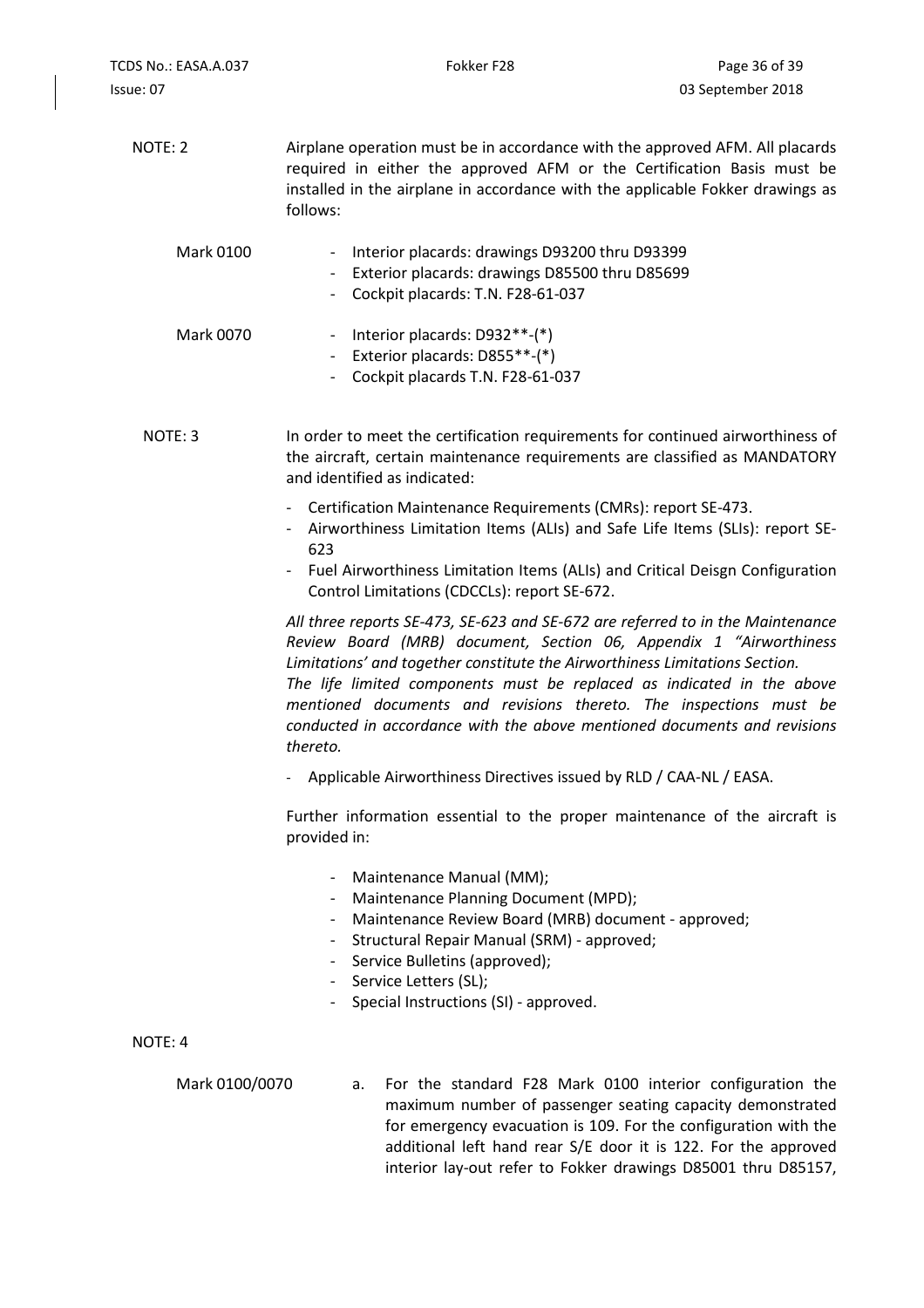NOTE: 2

Airplane operation must be in accordance with the approved AFM. All placards required in either the approved AFM or the Certification Basis must be installed in the airplane in accordance with the applicable Fokker drawings as follows:

Mark 0100

- Interior placards: drawings D93200 thru D93399
- Exterior placards: drawings D85500 thru D85699
- Cockpit placards: T.N. F28-61-037

Mark 0070

- Interior placards: D932**-(*)
- Exterior placards: D855**-(*)
- Cockpit placards T.N. F28-61-037

NOTE: 3

In order to meet the certification requirements for continued airworthiness of the aircraft, certain maintenance requirements are classified as MANDATORY and identified as indicated:

- Certification Maintenance Requirements (CMRs): report SE-473.
- Airworthiness Limitation Items (ALIs) and Safe Life Items (SLIs): report SE-623
- Fuel Airworthiness Limitation Items (ALIs) and Critical Deisgn Configuration Control Limitations (CDCCLs): report SE-672.

*All three reports SE-473, SE-623 and SE-672 are referred to in the Maintenance Review Board (MRB) document, Section 06, Appendix 1 "Airworthiness Limitations' and together constitute the Airworthiness Limitations Section.*
*The life limited components must be replaced as indicated in the above mentioned documents and revisions thereto. The inspections must be conducted in accordance with the above mentioned documents and revisions thereto.*

- Applicable Airworthiness Directives issued by RLD / CAA-NL / EASA.

Further information essential to the proper maintenance of the aircraft is provided in:

- Maintenance Manual (MM);
- Maintenance Planning Document (MPD);
- Maintenance Review Board (MRB) document - approved;
- Structural Repair Manual (SRM) - approved;
- Service Bulletins (approved);
- Service Letters (SL);
- Special Instructions (SI) - approved.

NOTE: 4

Mark 0100/0070

a. For the standard F28 Mark 0100 interior configuration the maximum number of passenger seating capacity demonstrated for emergency evacuation is 109. For the configuration with the additional left hand rear S/E door it is 122. For the approved interior lay-out refer to Fokker drawings D85001 thru D85157,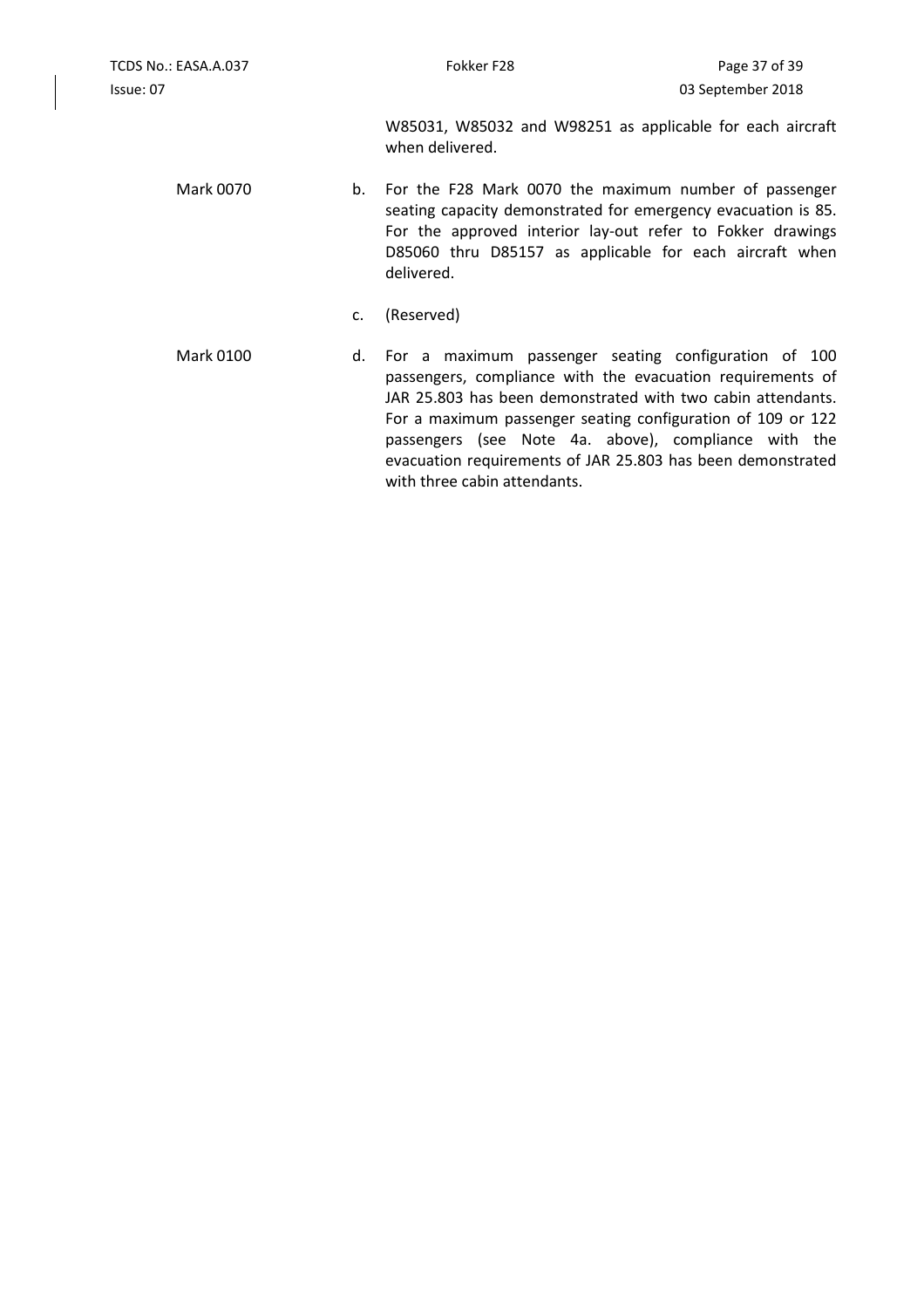W85031, W85032 and W98251 as applicable for each aircraft when delivered.

Mark 0070

b. For the F28 Mark 0070 the maximum number of passenger seating capacity demonstrated for emergency evacuation is 85. For the approved interior lay-out refer to Fokker drawings D85060 thru D85157 as applicable for each aircraft when delivered.

c. (Reserved)

Mark 0100

d. For a maximum passenger seating configuration of 100 passengers, compliance with the evacuation requirements of JAR 25.803 has been demonstrated with two cabin attendants. For a maximum passenger seating configuration of 109 or 122 passengers (see Note 4a. above), compliance with the evacuation requirements of JAR 25.803 has been demonstrated with three cabin attendants.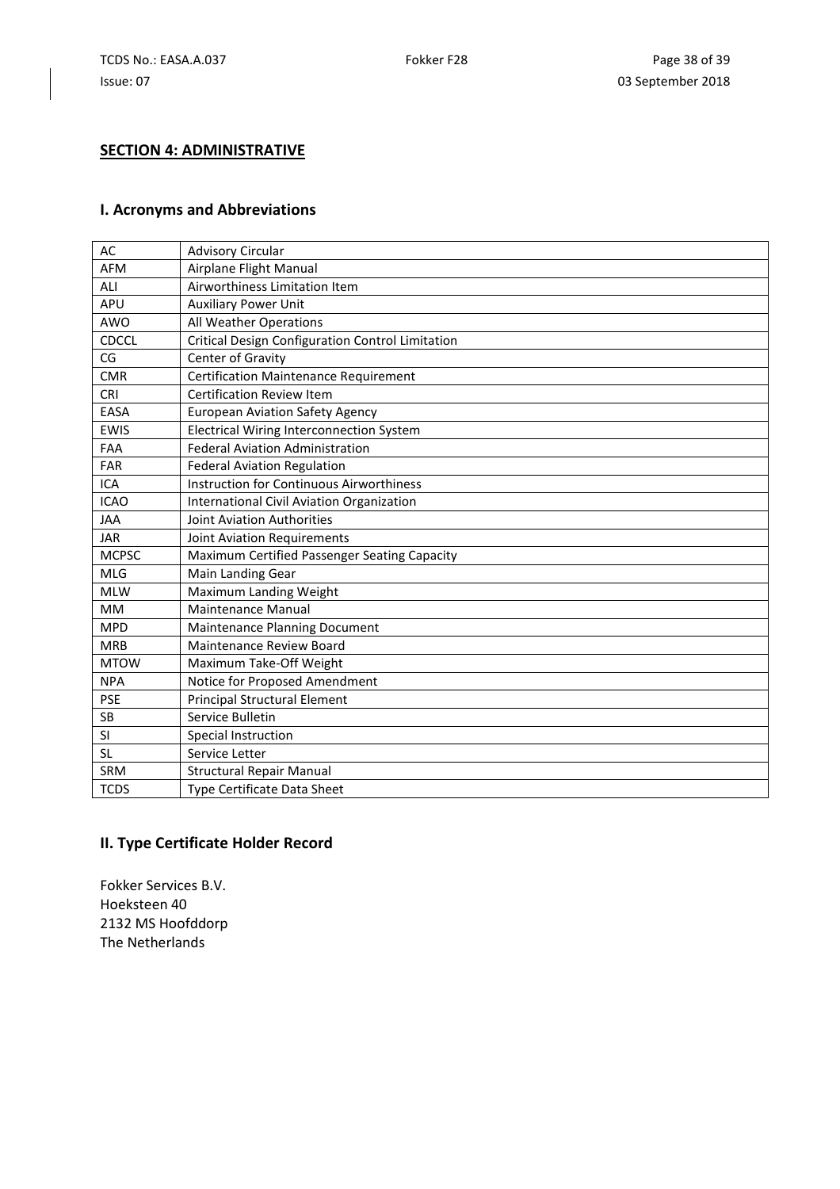## SECTION 4: ADMINISTRATIVE

### I. Acronyms and Abbreviations

| | |
|---|---|
| AC | Advisory Circular |
| AFM | Airplane Flight Manual |
| ALI | Airworthiness Limitation Item |
| APU | Auxiliary Power Unit |
| AWO | All Weather Operations |
| CDCCL | Critical Design Configuration Control Limitation |
| CG | Center of Gravity |
| CMR | Certification Maintenance Requirement |
| CRI | Certification Review Item |
| EASA | European Aviation Safety Agency |
| EWIS | Electrical Wiring Interconnection System |
| FAA | Federal Aviation Administration |
| FAR | Federal Aviation Regulation |
| ICA | Instruction for Continuous Airworthiness |
| ICAO | International Civil Aviation Organization |
| JAA | Joint Aviation Authorities |
| JAR | Joint Aviation Requirements |
| MCPSC | Maximum Certified Passenger Seating Capacity |
| MLG | Main Landing Gear |
| MLW | Maximum Landing Weight |
| MM | Maintenance Manual |
| MPD | Maintenance Planning Document |
| MRB | Maintenance Review Board |
| MTOW | Maximum Take-Off Weight |
| NPA | Notice for Proposed Amendment |
| PSE | Principal Structural Element |
| SB | Service Bulletin |
| SI | Special Instruction |
| SL | Service Letter |
| SRM | Structural Repair Manual |
| TCDS | Type Certificate Data Sheet |

### II. Type Certificate Holder Record

Fokker Services B.V.
Hoeksteen 40
2132 MS Hoofddorp
The Netherlands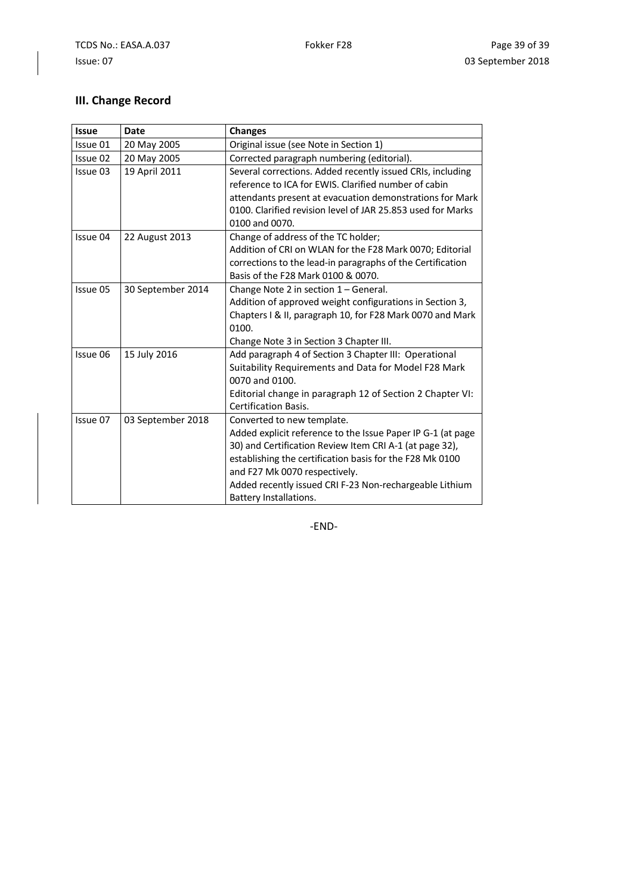## III. Change Record

| Issue | Date | Changes |
|---|---|---|
| Issue 01 | 20 May 2005 | Original issue (see Note in Section 1) |
| Issue 02 | 20 May 2005 | Corrected paragraph numbering (editorial). |
| Issue 03 | 19 April 2011 | Several corrections. Added recently issued CRIs, including reference to ICA for EWIS. Clarified number of cabin attendants present at evacuation demonstrations for Mark 0100. Clarified revision level of JAR 25.853 used for Marks 0100 and 0070. |
| Issue 04 | 22 August 2013 | Change of address of the TC holder;<br>Addition of CRI on WLAN for the F28 Mark 0070; Editorial corrections to the lead-in paragraphs of the Certification Basis of the F28 Mark 0100 & 0070. |
| Issue 05 | 30 September 2014 | Change Note 2 in section 1 – General.<br>Addition of approved weight configurations in Section 3, Chapters I & II, paragraph 10, for F28 Mark 0070 and Mark 0100.<br>Change Note 3 in Section 3 Chapter III. |
| Issue 06 | 15 July 2016 | Add paragraph 4 of Section 3 Chapter III: Operational Suitability Requirements and Data for Model F28 Mark 0070 and 0100.<br>Editorial change in paragraph 12 of Section 2 Chapter VI: Certification Basis. |
| Issue 07 | 03 September 2018 | Converted to new template.<br>Added explicit reference to the Issue Paper IP G-1 (at page 30) and Certification Review Item CRI A-1 (at page 32), establishing the certification basis for the F28 Mk 0100 and F27 Mk 0070 respectively.<br>Added recently issued CRI F-23 Non-rechargeable Lithium Battery Installations. |

-END-